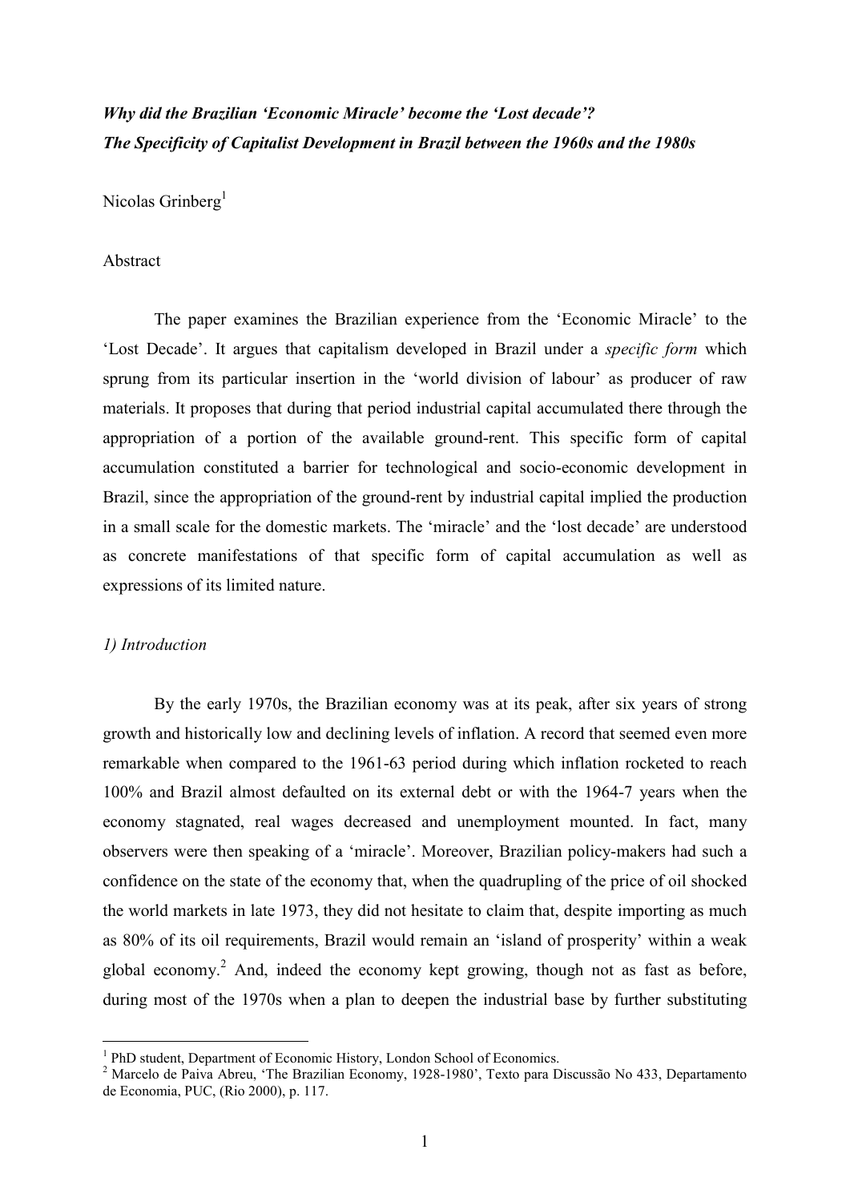***Why did the Brazilian 'Economic Miracle' become the 'Lost decade'?***
***The Specificity of Capitalist Development in Brazil between the 1960s and the 1980s***

Nicolas Grinberg[1]

Abstract

The paper examines the Brazilian experience from the 'Economic Miracle' to the 'Lost Decade'. It argues that capitalism developed in Brazil under a *specific form* which sprung from its particular insertion in the 'world division of labour' as producer of raw materials. It proposes that during that period industrial capital accumulated there through the appropriation of a portion of the available ground-rent. This specific form of capital accumulation constituted a barrier for technological and socio-economic development in Brazil, since the appropriation of the ground-rent by industrial capital implied the production in a small scale for the domestic markets. The 'miracle' and the 'lost decade' are understood as concrete manifestations of that specific form of capital accumulation as well as expressions of its limited nature.

## *1) Introduction*

By the early 1970s, the Brazilian economy was at its peak, after six years of strong growth and historically low and declining levels of inflation. A record that seemed even more remarkable when compared to the 1961-63 period during which inflation rocketed to reach 100% and Brazil almost defaulted on its external debt or with the 1964-7 years when the economy stagnated, real wages decreased and unemployment mounted. In fact, many observers were then speaking of a 'miracle'. Moreover, Brazilian policy-makers had such a confidence on the state of the economy that, when the quadrupling of the price of oil shocked the world markets in late 1973, they did not hesitate to claim that, despite importing as much as 80% of its oil requirements, Brazil would remain an 'island of prosperity' within a weak global economy.[2] And, indeed the economy kept growing, though not as fast as before, during most of the 1970s when a plan to deepen the industrial base by further substituting

---

[1] PhD student, Department of Economic History, London School of Economics.

[2] Marcelo de Paiva Abreu, 'The Brazilian Economy, 1928-1980', Texto para Discussão No 433, Departamento de Economia, PUC, (Rio 2000), p. 117.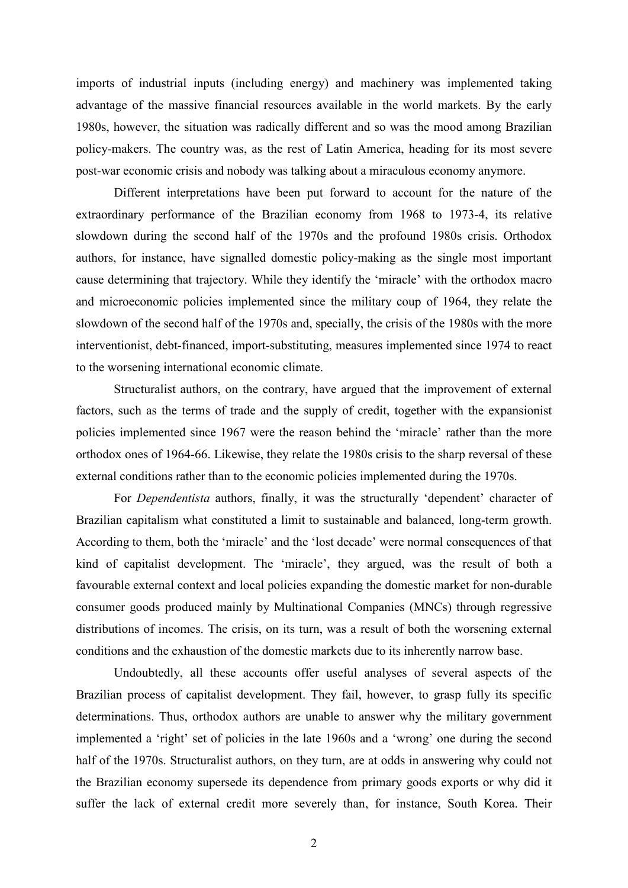imports of industrial inputs (including energy) and machinery was implemented taking advantage of the massive financial resources available in the world markets. By the early 1980s, however, the situation was radically different and so was the mood among Brazilian policy-makers. The country was, as the rest of Latin America, heading for its most severe post-war economic crisis and nobody was talking about a miraculous economy anymore.

Different interpretations have been put forward to account for the nature of the extraordinary performance of the Brazilian economy from 1968 to 1973-4, its relative slowdown during the second half of the 1970s and the profound 1980s crisis. Orthodox authors, for instance, have signalled domestic policy-making as the single most important cause determining that trajectory. While they identify the 'miracle' with the orthodox macro and microeconomic policies implemented since the military coup of 1964, they relate the slowdown of the second half of the 1970s and, specially, the crisis of the 1980s with the more interventionist, debt-financed, import-substituting, measures implemented since 1974 to react to the worsening international economic climate.

Structuralist authors, on the contrary, have argued that the improvement of external factors, such as the terms of trade and the supply of credit, together with the expansionist policies implemented since 1967 were the reason behind the 'miracle' rather than the more orthodox ones of 1964-66. Likewise, they relate the 1980s crisis to the sharp reversal of these external conditions rather than to the economic policies implemented during the 1970s.

For *Dependentista* authors, finally, it was the structurally 'dependent' character of Brazilian capitalism what constituted a limit to sustainable and balanced, long-term growth. According to them, both the 'miracle' and the 'lost decade' were normal consequences of that kind of capitalist development. The 'miracle', they argued, was the result of both a favourable external context and local policies expanding the domestic market for non-durable consumer goods produced mainly by Multinational Companies (MNCs) through regressive distributions of incomes. The crisis, on its turn, was a result of both the worsening external conditions and the exhaustion of the domestic markets due to its inherently narrow base.

Undoubtedly, all these accounts offer useful analyses of several aspects of the Brazilian process of capitalist development. They fail, however, to grasp fully its specific determinations. Thus, orthodox authors are unable to answer why the military government implemented a 'right' set of policies in the late 1960s and a 'wrong' one during the second half of the 1970s. Structuralist authors, on they turn, are at odds in answering why could not the Brazilian economy supersede its dependence from primary goods exports or why did it suffer the lack of external credit more severely than, for instance, South Korea. Their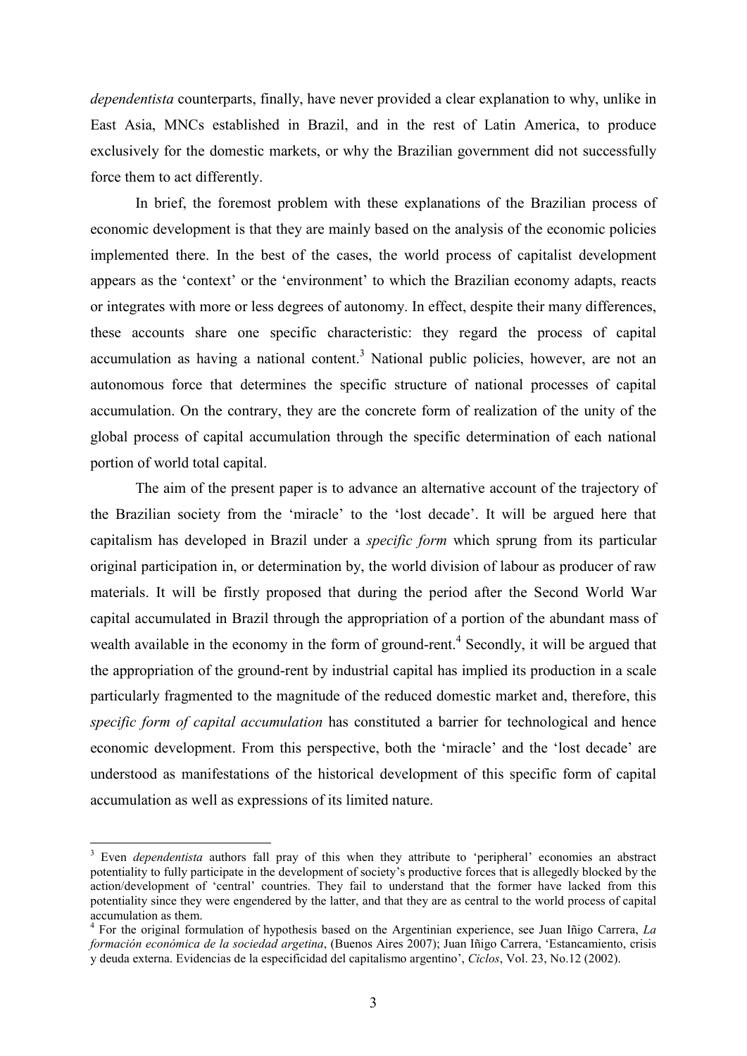*dependentista* counterparts, finally, have never provided a clear explanation to why, unlike in East Asia, MNCs established in Brazil, and in the rest of Latin America, to produce exclusively for the domestic markets, or why the Brazilian government did not successfully force them to act differently.

In brief, the foremost problem with these explanations of the Brazilian process of economic development is that they are mainly based on the analysis of the economic policies implemented there. In the best of the cases, the world process of capitalist development appears as the 'context' or the 'environment' to which the Brazilian economy adapts, reacts or integrates with more or less degrees of autonomy. In effect, despite their many differences, these accounts share one specific characteristic: they regard the process of capital accumulation as having a national content.[3] National public policies, however, are not an autonomous force that determines the specific structure of national processes of capital accumulation. On the contrary, they are the concrete form of realization of the unity of the global process of capital accumulation through the specific determination of each national portion of world total capital.

The aim of the present paper is to advance an alternative account of the trajectory of the Brazilian society from the 'miracle' to the 'lost decade'. It will be argued here that capitalism has developed in Brazil under a *specific form* which sprung from its particular original participation in, or determination by, the world division of labour as producer of raw materials. It will be firstly proposed that during the period after the Second World War capital accumulated in Brazil through the appropriation of a portion of the abundant mass of wealth available in the economy in the form of ground-rent.[4] Secondly, it will be argued that the appropriation of the ground-rent by industrial capital has implied its production in a scale particularly fragmented to the magnitude of the reduced domestic market and, therefore, this *specific form of capital accumulation* has constituted a barrier for technological and hence economic development. From this perspective, both the 'miracle' and the 'lost decade' are understood as manifestations of the historical development of this specific form of capital accumulation as well as expressions of its limited nature.

---

[3] Even *dependentista* authors fall pray of this when they attribute to 'peripheral' economies an abstract potentiality to fully participate in the development of society's productive forces that is allegedly blocked by the action/development of 'central' countries. They fail to understand that the former have lacked from this potentiality since they were engendered by the latter, and that they are as central to the world process of capital accumulation as them.

[4] For the original formulation of hypothesis based on the Argentinian experience, see Juan Iñigo Carrera, *La formación económica de la sociedad argetina*, (Buenos Aires 2007); Juan Iñigo Carrera, 'Estancamiento, crisis y deuda externa. Evidencias de la especificidad del capitalismo argentino', *Ciclos*, Vol. 23, No.12 (2002).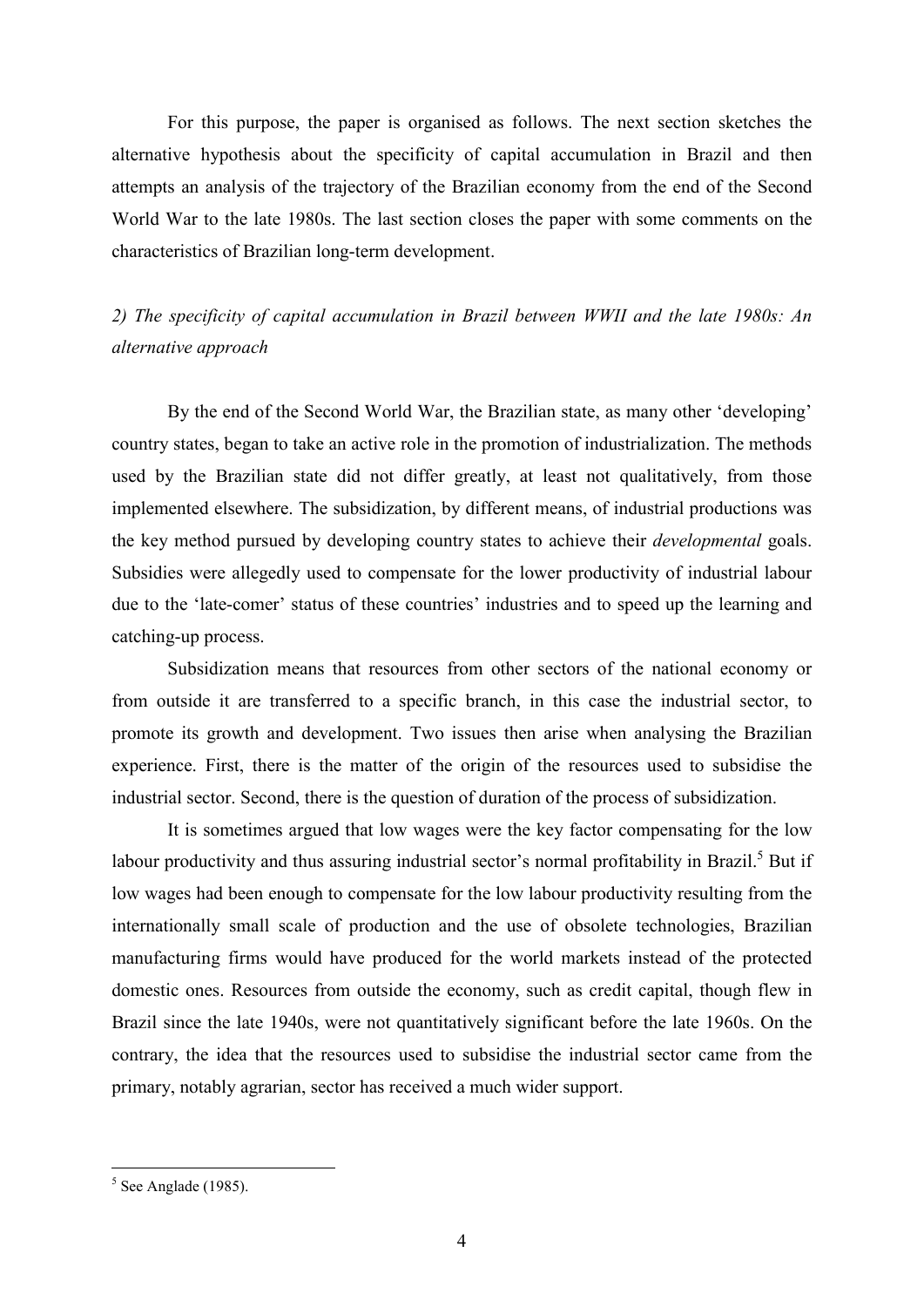For this purpose, the paper is organised as follows. The next section sketches the alternative hypothesis about the specificity of capital accumulation in Brazil and then attempts an analysis of the trajectory of the Brazilian economy from the end of the Second World War to the late 1980s. The last section closes the paper with some comments on the characteristics of Brazilian long-term development.

## *2) The specificity of capital accumulation in Brazil between WWII and the late 1980s: An alternative approach*

By the end of the Second World War, the Brazilian state, as many other 'developing' country states, began to take an active role in the promotion of industrialization. The methods used by the Brazilian state did not differ greatly, at least not qualitatively, from those implemented elsewhere. The subsidization, by different means, of industrial productions was the key method pursued by developing country states to achieve their *developmental* goals. Subsidies were allegedly used to compensate for the lower productivity of industrial labour due to the 'late-comer' status of these countries' industries and to speed up the learning and catching-up process.

Subsidization means that resources from other sectors of the national economy or from outside it are transferred to a specific branch, in this case the industrial sector, to promote its growth and development. Two issues then arise when analysing the Brazilian experience. First, there is the matter of the origin of the resources used to subsidise the industrial sector. Second, there is the question of duration of the process of subsidization.

It is sometimes argued that low wages were the key factor compensating for the low labour productivity and thus assuring industrial sector's normal profitability in Brazil.[5] But if low wages had been enough to compensate for the low labour productivity resulting from the internationally small scale of production and the use of obsolete technologies, Brazilian manufacturing firms would have produced for the world markets instead of the protected domestic ones. Resources from outside the economy, such as credit capital, though flew in Brazil since the late 1940s, were not quantitatively significant before the late 1960s. On the contrary, the idea that the resources used to subsidise the industrial sector came from the primary, notably agrarian, sector has received a much wider support.

[5] See Anglade (1985).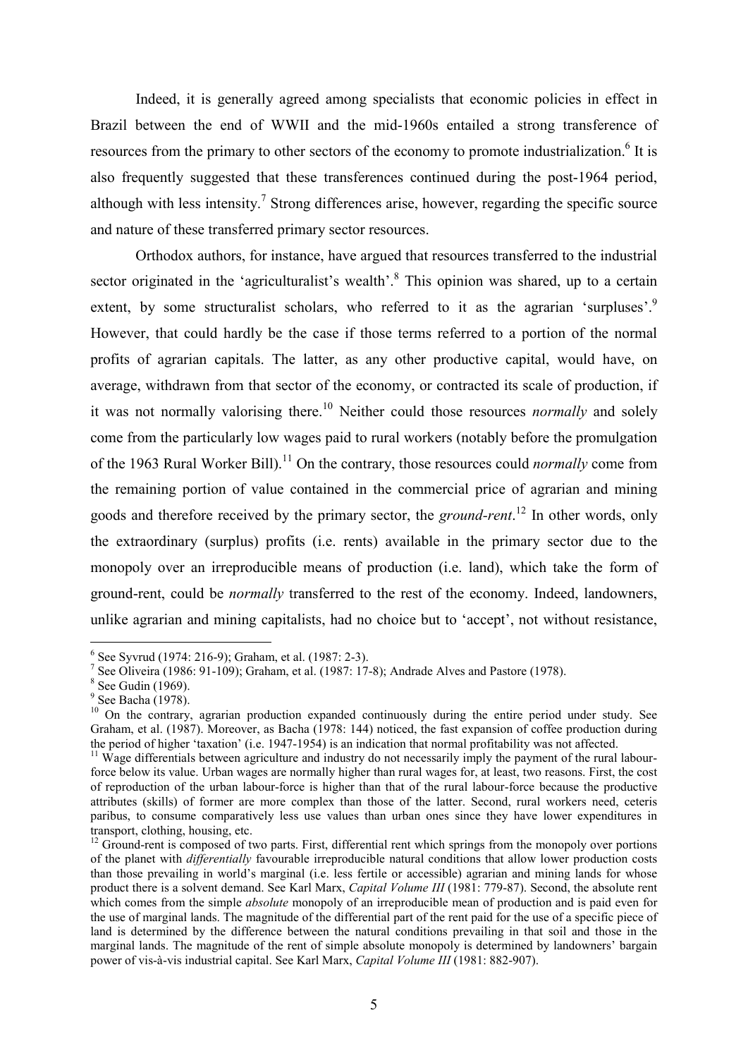Indeed, it is generally agreed among specialists that economic policies in effect in Brazil between the end of WWII and the mid-1960s entailed a strong transference of resources from the primary to other sectors of the economy to promote industrialization.[6] It is also frequently suggested that these transferences continued during the post-1964 period, although with less intensity.[7] Strong differences arise, however, regarding the specific source and nature of these transferred primary sector resources.

Orthodox authors, for instance, have argued that resources transferred to the industrial sector originated in the 'agriculturalist's wealth'.[8] This opinion was shared, up to a certain extent, by some structuralist scholars, who referred to it as the agrarian 'surpluses'.[9] However, that could hardly be the case if those terms referred to a portion of the normal profits of agrarian capitals. The latter, as any other productive capital, would have, on average, withdrawn from that sector of the economy, or contracted its scale of production, if it was not normally valorising there.[10] Neither could those resources *normally* and solely come from the particularly low wages paid to rural workers (notably before the promulgation of the 1963 Rural Worker Bill).[11] On the contrary, those resources could *normally* come from the remaining portion of value contained in the commercial price of agrarian and mining goods and therefore received by the primary sector, the *ground-rent*.[12] In other words, only the extraordinary (surplus) profits (i.e. rents) available in the primary sector due to the monopoly over an irreproducible means of production (i.e. land), which take the form of ground-rent, could be *normally* transferred to the rest of the economy. Indeed, landowners, unlike agrarian and mining capitalists, had no choice but to 'accept', not without resistance,

---

[6] See Syvrud (1974: 216-9); Graham, et al. (1987: 2-3).

[7] See Oliveira (1986: 91-109); Graham, et al. (1987: 17-8); Andrade Alves and Pastore (1978).

[8] See Gudin (1969).

[9] See Bacha (1978).

[10] On the contrary, agrarian production expanded continuously during the entire period under study. See Graham, et al. (1987). Moreover, as Bacha (1978: 144) noticed, the fast expansion of coffee production during the period of higher 'taxation' (i.e. 1947-1954) is an indication that normal profitability was not affected.

[11] Wage differentials between agriculture and industry do not necessarily imply the payment of the rural labour-force below its value. Urban wages are normally higher than rural wages for, at least, two reasons. First, the cost of reproduction of the urban labour-force is higher than that of the rural labour-force because the productive attributes (skills) of former are more complex than those of the latter. Second, rural workers need, ceteris paribus, to consume comparatively less use values than urban ones since they have lower expenditures in transport, clothing, housing, etc.

[12] Ground-rent is composed of two parts. First, differential rent which springs from the monopoly over portions of the planet with *differentially* favourable irreproducible natural conditions that allow lower production costs than those prevailing in world's marginal (i.e. less fertile or accessible) agrarian and mining lands for whose product there is a solvent demand. See Karl Marx, *Capital Volume III* (1981: 779-87). Second, the absolute rent which comes from the simple *absolute* monopoly of an irreproducible mean of production and is paid even for the use of marginal lands. The magnitude of the differential part of the rent paid for the use of a specific piece of land is determined by the difference between the natural conditions prevailing in that soil and those in the marginal lands. The magnitude of the rent of simple absolute monopoly is determined by landowners' bargain power of vis-à-vis industrial capital. See Karl Marx, *Capital Volume III* (1981: 882-907).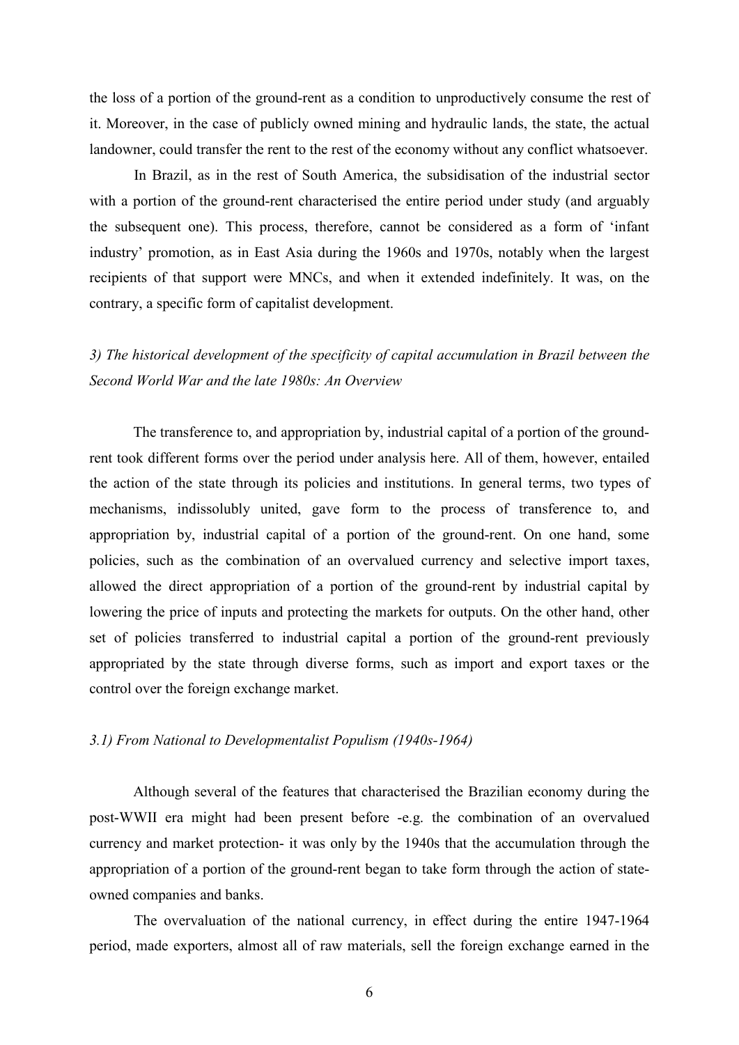the loss of a portion of the ground-rent as a condition to unproductively consume the rest of it. Moreover, in the case of publicly owned mining and hydraulic lands, the state, the actual landowner, could transfer the rent to the rest of the economy without any conflict whatsoever.

In Brazil, as in the rest of South America, the subsidisation of the industrial sector with a portion of the ground-rent characterised the entire period under study (and arguably the subsequent one). This process, therefore, cannot be considered as a form of 'infant industry' promotion, as in East Asia during the 1960s and 1970s, notably when the largest recipients of that support were MNCs, and when it extended indefinitely. It was, on the contrary, a specific form of capitalist development.

### *3) The historical development of the specificity of capital accumulation in Brazil between the Second World War and the late 1980s: An Overview*

The transference to, and appropriation by, industrial capital of a portion of the ground-rent took different forms over the period under analysis here. All of them, however, entailed the action of the state through its policies and institutions. In general terms, two types of mechanisms, indissolubly united, gave form to the process of transference to, and appropriation by, industrial capital of a portion of the ground-rent. On one hand, some policies, such as the combination of an overvalued currency and selective import taxes, allowed the direct appropriation of a portion of the ground-rent by industrial capital by lowering the price of inputs and protecting the markets for outputs. On the other hand, other set of policies transferred to industrial capital a portion of the ground-rent previously appropriated by the state through diverse forms, such as import and export taxes or the control over the foreign exchange market.

#### *3.1) From National to Developmentalist Populism (1940s-1964)*

Although several of the features that characterised the Brazilian economy during the post-WWII era might had been present before -e.g. the combination of an overvalued currency and market protection- it was only by the 1940s that the accumulation through the appropriation of a portion of the ground-rent began to take form through the action of state-owned companies and banks.

The overvaluation of the national currency, in effect during the entire 1947-1964 period, made exporters, almost all of raw materials, sell the foreign exchange earned in the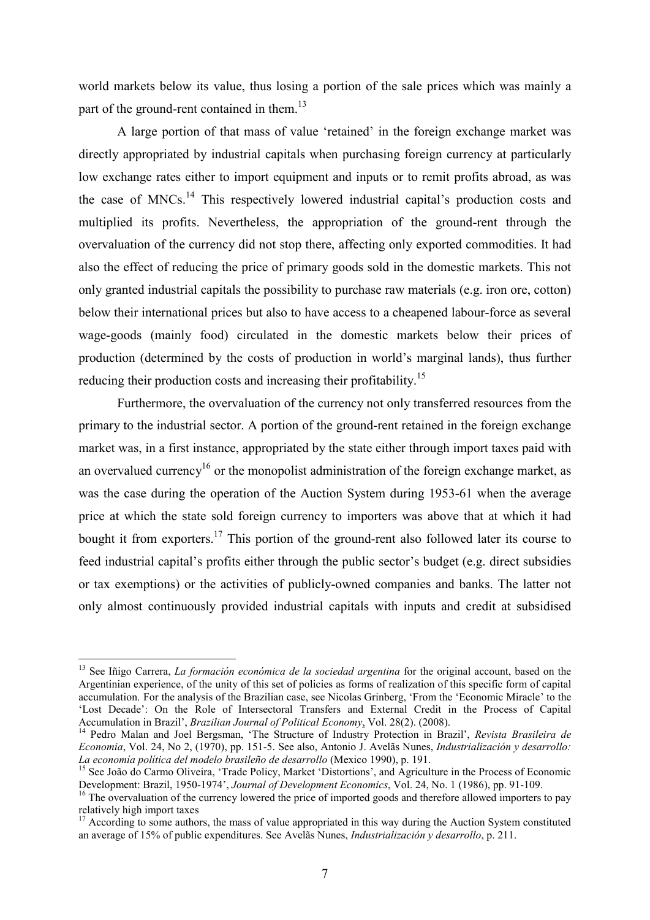world markets below its value, thus losing a portion of the sale prices which was mainly a part of the ground-rent contained in them.[13]

A large portion of that mass of value 'retained' in the foreign exchange market was directly appropriated by industrial capitals when purchasing foreign currency at particularly low exchange rates either to import equipment and inputs or to remit profits abroad, as was the case of MNCs.[14] This respectively lowered industrial capital's production costs and multiplied its profits. Nevertheless, the appropriation of the ground-rent through the overvaluation of the currency did not stop there, affecting only exported commodities. It had also the effect of reducing the price of primary goods sold in the domestic markets. This not only granted industrial capitals the possibility to purchase raw materials (e.g. iron ore, cotton) below their international prices but also to have access to a cheapened labour-force as several wage-goods (mainly food) circulated in the domestic markets below their prices of production (determined by the costs of production in world's marginal lands), thus further reducing their production costs and increasing their profitability.[15]

Furthermore, the overvaluation of the currency not only transferred resources from the primary to the industrial sector. A portion of the ground-rent retained in the foreign exchange market was, in a first instance, appropriated by the state either through import taxes paid with an overvalued currency[16] or the monopolist administration of the foreign exchange market, as was the case during the operation of the Auction System during 1953-61 when the average price at which the state sold foreign currency to importers was above that at which it had bought it from exporters.[17] This portion of the ground-rent also followed later its course to feed industrial capital's profits either through the public sector's budget (e.g. direct subsidies or tax exemptions) or the activities of publicly-owned companies and banks. The latter not only almost continuously provided industrial capitals with inputs and credit at subsidised

---

[13] See Iñigo Carrera, *La formación económica de la sociedad argentina* for the original account, based on the Argentinian experience, of the unity of this set of policies as forms of realization of this specific form of capital accumulation. For the analysis of the Brazilian case, see Nicolas Grinberg, 'From the 'Economic Miracle' to the 'Lost Decade': On the Role of Intersectoral Transfers and External Credit in the Process of Capital Accumulation in Brazil', *Brazilian Journal of Political Economy*, Vol. 28(2). (2008).

[14] Pedro Malan and Joel Bergsman, 'The Structure of Industry Protection in Brazil', *Revista Brasileira de Economia*, Vol. 24, No 2, (1970), pp. 151-5. See also, Antonio J. Avelãs Nunes, *Industrialización y desarrollo: La economía política del modelo brasileño de desarrollo* (Mexico 1990), p. 191.

[15] See João do Carmo Oliveira, 'Trade Policy, Market 'Distortions', and Agriculture in the Process of Economic Development: Brazil, 1950-1974', *Journal of Development Economics*, Vol. 24, No. 1 (1986), pp. 91-109.

[16] The overvaluation of the currency lowered the price of imported goods and therefore allowed importers to pay relatively high import taxes

[17] According to some authors, the mass of value appropriated in this way during the Auction System constituted an average of 15% of public expenditures. See Avelãs Nunes, *Industrialización y desarrollo*, p. 211.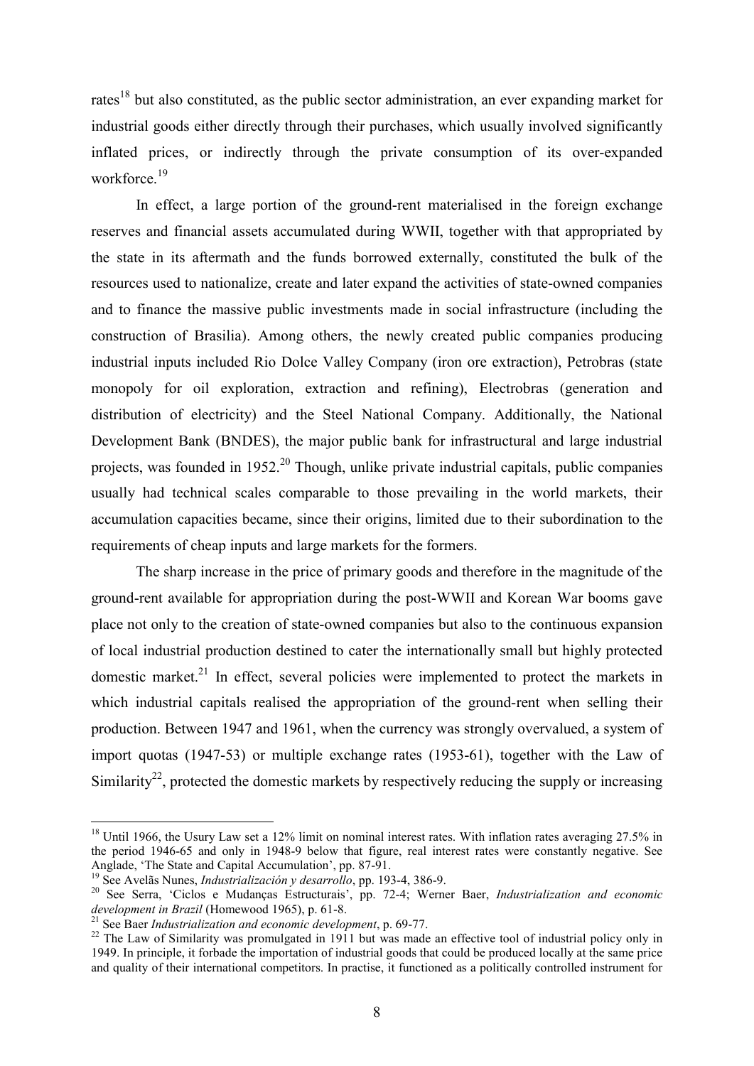rates[18] but also constituted, as the public sector administration, an ever expanding market for industrial goods either directly through their purchases, which usually involved significantly inflated prices, or indirectly through the private consumption of its over-expanded workforce.[19]

In effect, a large portion of the ground-rent materialised in the foreign exchange reserves and financial assets accumulated during WWII, together with that appropriated by the state in its aftermath and the funds borrowed externally, constituted the bulk of the resources used to nationalize, create and later expand the activities of state-owned companies and to finance the massive public investments made in social infrastructure (including the construction of Brasilia). Among others, the newly created public companies producing industrial inputs included Rio Dolce Valley Company (iron ore extraction), Petrobras (state monopoly for oil exploration, extraction and refining), Electrobras (generation and distribution of electricity) and the Steel National Company. Additionally, the National Development Bank (BNDES), the major public bank for infrastructural and large industrial projects, was founded in 1952.[20] Though, unlike private industrial capitals, public companies usually had technical scales comparable to those prevailing in the world markets, their accumulation capacities became, since their origins, limited due to their subordination to the requirements of cheap inputs and large markets for the formers.

The sharp increase in the price of primary goods and therefore in the magnitude of the ground-rent available for appropriation during the post-WWII and Korean War booms gave place not only to the creation of state-owned companies but also to the continuous expansion of local industrial production destined to cater the internationally small but highly protected domestic market.[21] In effect, several policies were implemented to protect the markets in which industrial capitals realised the appropriation of the ground-rent when selling their production. Between 1947 and 1961, when the currency was strongly overvalued, a system of import quotas (1947-53) or multiple exchange rates (1953-61), together with the Law of Similarity[22], protected the domestic markets by respectively reducing the supply or increasing

---

[18] Until 1966, the Usury Law set a 12% limit on nominal interest rates. With inflation rates averaging 27.5% in the period 1946-65 and only in 1948-9 below that figure, real interest rates were constantly negative. See Anglade, 'The State and Capital Accumulation', pp. 87-91.

[19] See Avelãs Nunes, *Industrialización y desarrollo*, pp. 193-4, 386-9.

[20] See Serra, 'Ciclos e Mudanças Estructurais', pp. 72-4; Werner Baer, *Industrialization and economic development in Brazil* (Homewood 1965), p. 61-8.

[21] See Baer *Industrialization and economic development*, p. 69-77.

[22] The Law of Similarity was promulgated in 1911 but was made an effective tool of industrial policy only in 1949. In principle, it forbade the importation of industrial goods that could be produced locally at the same price and quality of their international competitors. In practise, it functioned as a politically controlled instrument for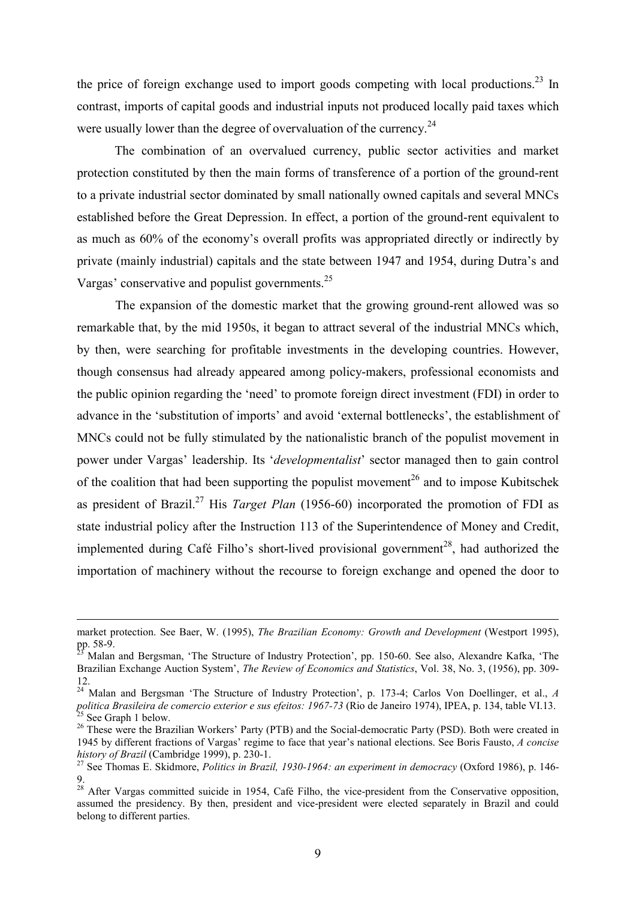the price of foreign exchange used to import goods competing with local productions.[23] In contrast, imports of capital goods and industrial inputs not produced locally paid taxes which were usually lower than the degree of overvaluation of the currency.[24]

The combination of an overvalued currency, public sector activities and market protection constituted by then the main forms of transference of a portion of the ground-rent to a private industrial sector dominated by small nationally owned capitals and several MNCs established before the Great Depression. In effect, a portion of the ground-rent equivalent to as much as 60% of the economy's overall profits was appropriated directly or indirectly by private (mainly industrial) capitals and the state between 1947 and 1954, during Dutra's and Vargas' conservative and populist governments.[25]

The expansion of the domestic market that the growing ground-rent allowed was so remarkable that, by the mid 1950s, it began to attract several of the industrial MNCs which, by then, were searching for profitable investments in the developing countries. However, though consensus had already appeared among policy-makers, professional economists and the public opinion regarding the 'need' to promote foreign direct investment (FDI) in order to advance in the 'substitution of imports' and avoid 'external bottlenecks', the establishment of MNCs could not be fully stimulated by the nationalistic branch of the populist movement in power under Vargas' leadership. Its '*developmentalist*' sector managed then to gain control of the coalition that had been supporting the populist movement[26] and to impose Kubitschek as president of Brazil.[27] His *Target Plan* (1956-60) incorporated the promotion of FDI as state industrial policy after the Instruction 113 of the Superintendence of Money and Credit, implemented during Café Filho's short-lived provisional government[28], had authorized the importation of machinery without the recourse to foreign exchange and opened the door to

---

market protection. See Baer, W. (1995), *The Brazilian Economy: Growth and Development* (Westport 1995), pp. 58-9.

[23] Malan and Bergsman, 'The Structure of Industry Protection', pp. 150-60. See also, Alexandre Kafka, 'The Brazilian Exchange Auction System', *The Review of Economics and Statistics*, Vol. 38, No. 3, (1956), pp. 309-12.

[24] Malan and Bergsman 'The Structure of Industry Protection', p. 173-4; Carlos Von Doellinger, et al., *A politica Brasileira de comercio exterior e sus efeitos: 1967-73* (Rio de Janeiro 1974), IPEA, p. 134, table VI.13.

[25] See Graph 1 below.

[26] These were the Brazilian Workers' Party (PTB) and the Social-democratic Party (PSD). Both were created in 1945 by different fractions of Vargas' regime to face that year's national elections. See Boris Fausto, *A concise history of Brazil* (Cambridge 1999), p. 230-1.

[27] See Thomas E. Skidmore, *Politics in Brazil, 1930-1964: an experiment in democracy* (Oxford 1986), p. 146-9.

[28] After Vargas committed suicide in 1954, Café Filho, the vice-president from the Conservative opposition, assumed the presidency. By then, president and vice-president were elected separately in Brazil and could belong to different parties.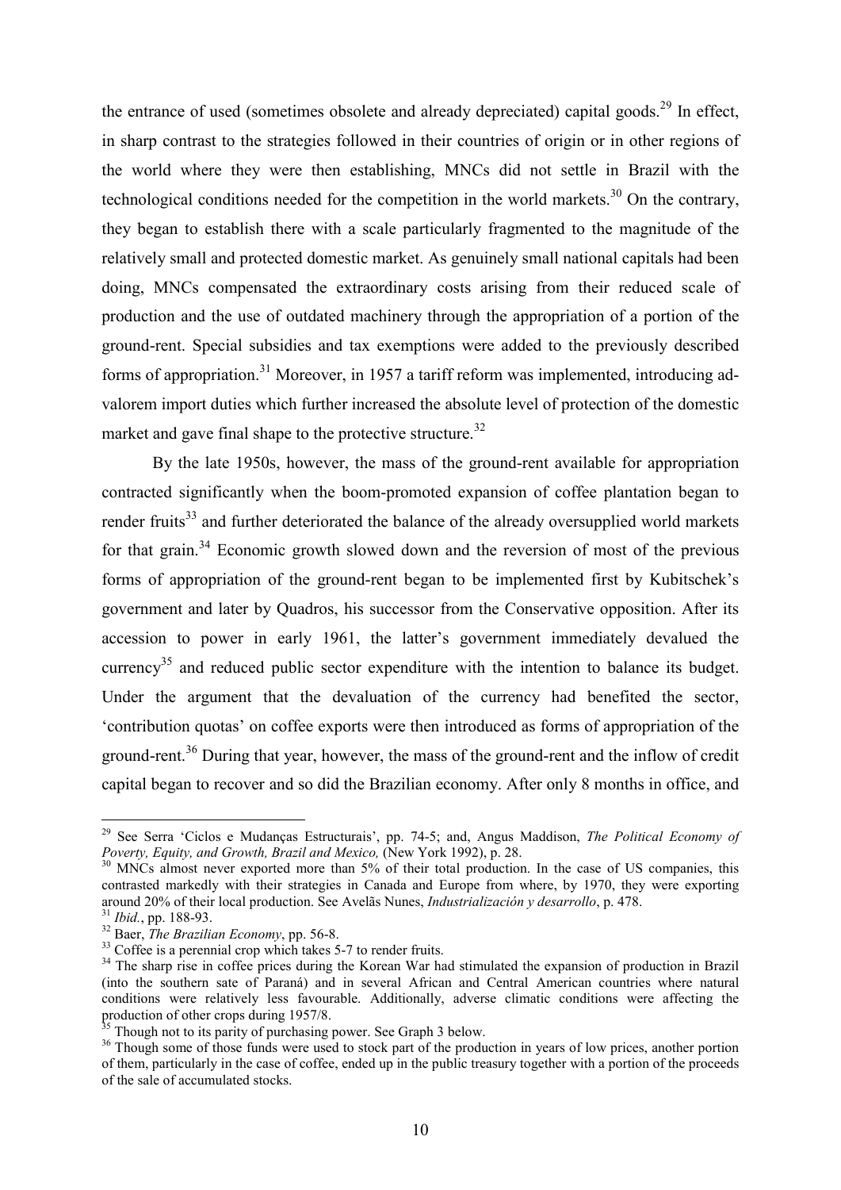the entrance of used (sometimes obsolete and already depreciated) capital goods.[29] In effect, in sharp contrast to the strategies followed in their countries of origin or in other regions of the world where they were then establishing, MNCs did not settle in Brazil with the technological conditions needed for the competition in the world markets.[30] On the contrary, they began to establish there with a scale particularly fragmented to the magnitude of the relatively small and protected domestic market. As genuinely small national capitals had been doing, MNCs compensated the extraordinary costs arising from their reduced scale of production and the use of outdated machinery through the appropriation of a portion of the ground-rent. Special subsidies and tax exemptions were added to the previously described forms of appropriation.[31] Moreover, in 1957 a tariff reform was implemented, introducing ad-valorem import duties which further increased the absolute level of protection of the domestic market and gave final shape to the protective structure.[32]

By the late 1950s, however, the mass of the ground-rent available for appropriation contracted significantly when the boom-promoted expansion of coffee plantation began to render fruits[33] and further deteriorated the balance of the already oversupplied world markets for that grain.[34] Economic growth slowed down and the reversion of most of the previous forms of appropriation of the ground-rent began to be implemented first by Kubitschek's government and later by Quadros, his successor from the Conservative opposition. After its accession to power in early 1961, the latter's government immediately devalued the currency[35] and reduced public sector expenditure with the intention to balance its budget. Under the argument that the devaluation of the currency had benefited the sector, 'contribution quotas' on coffee exports were then introduced as forms of appropriation of the ground-rent.[36] During that year, however, the mass of the ground-rent and the inflow of credit capital began to recover and so did the Brazilian economy. After only 8 months in office, and

---

[29] See Serra 'Ciclos e Mudanças Estructurais', pp. 74-5; and, Angus Maddison, *The Political Economy of Poverty, Equity, and Growth, Brazil and Mexico,* (New York 1992), p. 28.

[30] MNCs almost never exported more than 5% of their total production. In the case of US companies, this contrasted markedly with their strategies in Canada and Europe from where, by 1970, they were exporting around 20% of their local production. See Avelãs Nunes, *Industrialización y desarrollo*, p. 478.

[31] *Ibid.*, pp. 188-93.

[32] Baer, *The Brazilian Economy*, pp. 56-8.

[33] Coffee is a perennial crop which takes 5-7 to render fruits.

[34] The sharp rise in coffee prices during the Korean War had stimulated the expansion of production in Brazil (into the southern sate of Paraná) and in several African and Central American countries where natural conditions were relatively less favourable. Additionally, adverse climatic conditions were affecting the production of other crops during 1957/8.

[35] Though not to its parity of purchasing power. See Graph 3 below.

[36] Though some of those funds were used to stock part of the production in years of low prices, another portion of them, particularly in the case of coffee, ended up in the public treasury together with a portion of the proceeds of the sale of accumulated stocks.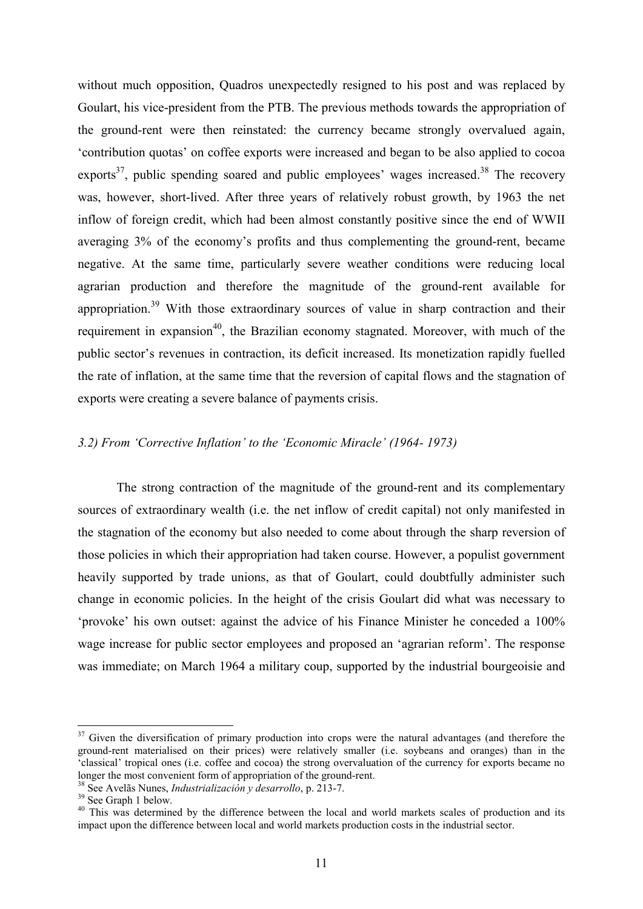without much opposition, Quadros unexpectedly resigned to his post and was replaced by Goulart, his vice-president from the PTB. The previous methods towards the appropriation of the ground-rent were then reinstated: the currency became strongly overvalued again, 'contribution quotas' on coffee exports were increased and began to be also applied to cocoa exports[37], public spending soared and public employees' wages increased.[38] The recovery was, however, short-lived. After three years of relatively robust growth, by 1963 the net inflow of foreign credit, which had been almost constantly positive since the end of WWII averaging 3% of the economy's profits and thus complementing the ground-rent, became negative. At the same time, particularly severe weather conditions were reducing local agrarian production and therefore the magnitude of the ground-rent available for appropriation.[39] With those extraordinary sources of value in sharp contraction and their requirement in expansion[40], the Brazilian economy stagnated. Moreover, with much of the public sector's revenues in contraction, its deficit increased. Its monetization rapidly fuelled the rate of inflation, at the same time that the reversion of capital flows and the stagnation of exports were creating a severe balance of payments crisis.

### *3.2) From 'Corrective Inflation' to the 'Economic Miracle' (1964- 1973)*

The strong contraction of the magnitude of the ground-rent and its complementary sources of extraordinary wealth (i.e. the net inflow of credit capital) not only manifested in the stagnation of the economy but also needed to come about through the sharp reversion of those policies in which their appropriation had taken course. However, a populist government heavily supported by trade unions, as that of Goulart, could doubtfully administer such change in economic policies. In the height of the crisis Goulart did what was necessary to 'provoke' his own outset: against the advice of his Finance Minister he conceded a 100% wage increase for public sector employees and proposed an 'agrarian reform'. The response was immediate; on March 1964 a military coup, supported by the industrial bourgeoisie and

---

[37] Given the diversification of primary production into crops were the natural advantages (and therefore the ground-rent materialised on their prices) were relatively smaller (i.e. soybeans and oranges) than in the 'classical' tropical ones (i.e. coffee and cocoa) the strong overvaluation of the currency for exports became no longer the most convenient form of appropriation of the ground-rent.

[38] See Avelãs Nunes, *Industrialización y desarrollo*, p. 213-7.

[39] See Graph 1 below.

[40] This was determined by the difference between the local and world markets scales of production and its impact upon the difference between local and world markets production costs in the industrial sector.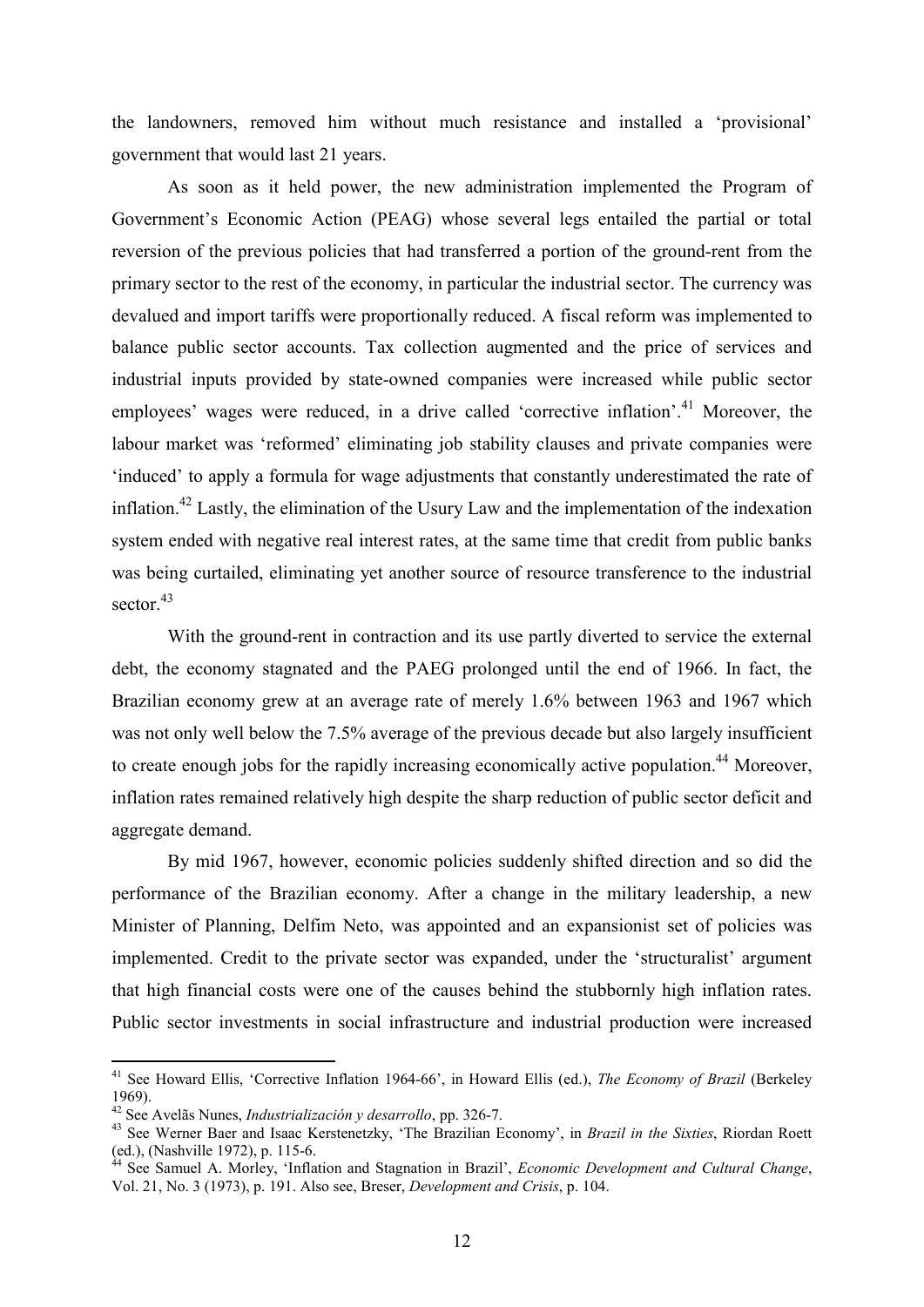the landowners, removed him without much resistance and installed a 'provisional' government that would last 21 years.

As soon as it held power, the new administration implemented the Program of Government's Economic Action (PEAG) whose several legs entailed the partial or total reversion of the previous policies that had transferred a portion of the ground-rent from the primary sector to the rest of the economy, in particular the industrial sector. The currency was devalued and import tariffs were proportionally reduced. A fiscal reform was implemented to balance public sector accounts. Tax collection augmented and the price of services and industrial inputs provided by state-owned companies were increased while public sector employees' wages were reduced, in a drive called 'corrective inflation'.[41] Moreover, the labour market was 'reformed' eliminating job stability clauses and private companies were 'induced' to apply a formula for wage adjustments that constantly underestimated the rate of inflation.[42] Lastly, the elimination of the Usury Law and the implementation of the indexation system ended with negative real interest rates, at the same time that credit from public banks was being curtailed, eliminating yet another source of resource transference to the industrial sector.[43]

With the ground-rent in contraction and its use partly diverted to service the external debt, the economy stagnated and the PAEG prolonged until the end of 1966. In fact, the Brazilian economy grew at an average rate of merely 1.6% between 1963 and 1967 which was not only well below the 7.5% average of the previous decade but also largely insufficient to create enough jobs for the rapidly increasing economically active population.[44] Moreover, inflation rates remained relatively high despite the sharp reduction of public sector deficit and aggregate demand.

By mid 1967, however, economic policies suddenly shifted direction and so did the performance of the Brazilian economy. After a change in the military leadership, a new Minister of Planning, Delfim Neto, was appointed and an expansionist set of policies was implemented. Credit to the private sector was expanded, under the 'structuralist' argument that high financial costs were one of the causes behind the stubbornly high inflation rates. Public sector investments in social infrastructure and industrial production were increased

---

[41] See Howard Ellis, 'Corrective Inflation 1964-66', in Howard Ellis (ed.), *The Economy of Brazil* (Berkeley 1969).

[42] See Avelãs Nunes, *Industrialización y desarrollo*, pp. 326-7.

[43] See Werner Baer and Isaac Kerstenetzky, 'The Brazilian Economy', in *Brazil in the Sixties*, Riordan Roett (ed.), (Nashville 1972), p. 115-6.

[44] See Samuel A. Morley, 'Inflation and Stagnation in Brazil', *Economic Development and Cultural Change*, Vol. 21, No. 3 (1973), p. 191. Also see, Breser, *Development and Crisis*, p. 104.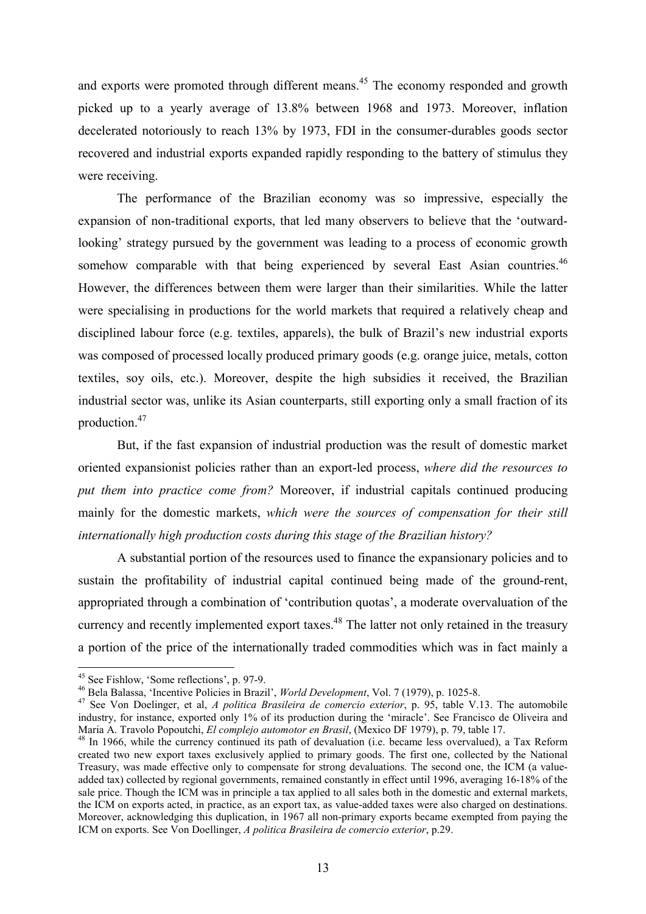and exports were promoted through different means.[45] The economy responded and growth picked up to a yearly average of 13.8% between 1968 and 1973. Moreover, inflation decelerated notoriously to reach 13% by 1973, FDI in the consumer-durables goods sector recovered and industrial exports expanded rapidly responding to the battery of stimulus they were receiving.

The performance of the Brazilian economy was so impressive, especially the expansion of non-traditional exports, that led many observers to believe that the 'outward-looking' strategy pursued by the government was leading to a process of economic growth somehow comparable with that being experienced by several East Asian countries.[46] However, the differences between them were larger than their similarities. While the latter were specialising in productions for the world markets that required a relatively cheap and disciplined labour force (e.g. textiles, apparels), the bulk of Brazil's new industrial exports was composed of processed locally produced primary goods (e.g. orange juice, metals, cotton textiles, soy oils, etc.). Moreover, despite the high subsidies it received, the Brazilian industrial sector was, unlike its Asian counterparts, still exporting only a small fraction of its production.[47]

But, if the fast expansion of industrial production was the result of domestic market oriented expansionist policies rather than an export-led process, *where did the resources to put them into practice come from?* Moreover, if industrial capitals continued producing mainly for the domestic markets, *which were the sources of compensation for their still internationally high production costs during this stage of the Brazilian history?*

A substantial portion of the resources used to finance the expansionary policies and to sustain the profitability of industrial capital continued being made of the ground-rent, appropriated through a combination of 'contribution quotas', a moderate overvaluation of the currency and recently implemented export taxes.[48] The latter not only retained in the treasury a portion of the price of the internationally traded commodities which was in fact mainly a

---

[45] See Fishlow, 'Some reflections', p. 97-9.

[46] Bela Balassa, 'Incentive Policies in Brazil', *World Development*, Vol. 7 (1979), p. 1025-8.

[47] See Von Doelinger, et al, *A politica Brasileira de comercio exterior*, p. 95, table V.13. The automobile industry, for instance, exported only 1% of its production during the 'miracle'. See Francisco de Oliveira and Maria A. Travolo Popoutchi, *El complejo automotor en Brasil*, (Mexico DF 1979), p. 79, table 17.

[48] In 1966, while the currency continued its path of devaluation (i.e. became less overvalued), a Tax Reform created two new export taxes exclusively applied to primary goods. The first one, collected by the National Treasury, was made effective only to compensate for strong devaluations. The second one, the ICM (a value-added tax) collected by regional governments, remained constantly in effect until 1996, averaging 16-18% of the sale price. Though the ICM was in principle a tax applied to all sales both in the domestic and external markets, the ICM on exports acted, in practice, as an export tax, as value-added taxes were also charged on destinations. Moreover, acknowledging this duplication, in 1967 all non-primary exports became exempted from paying the ICM on exports. See Von Doellinger, *A politica Brasileira de comercio exterior*, p.29.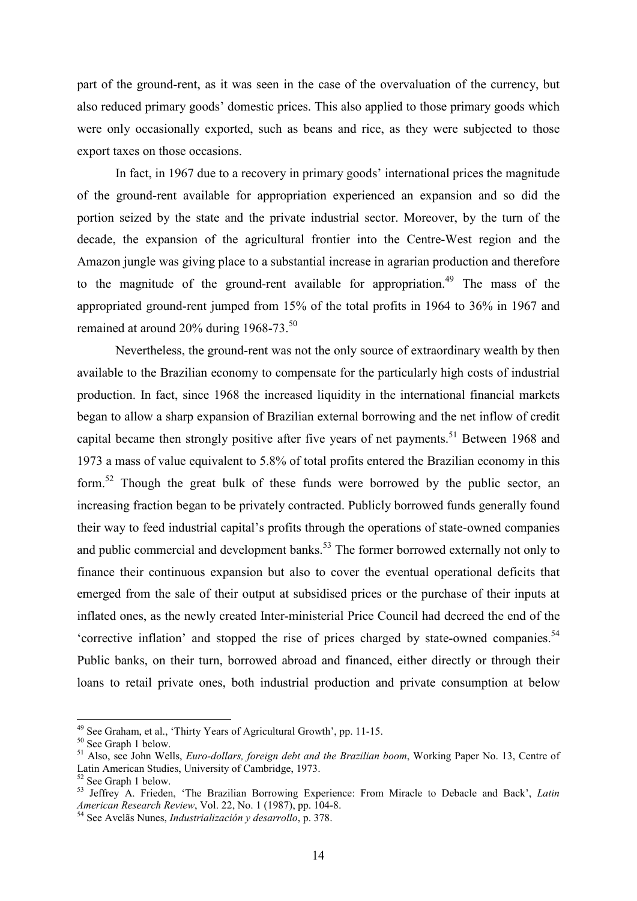part of the ground-rent, as it was seen in the case of the overvaluation of the currency, but also reduced primary goods' domestic prices. This also applied to those primary goods which were only occasionally exported, such as beans and rice, as they were subjected to those export taxes on those occasions.

In fact, in 1967 due to a recovery in primary goods' international prices the magnitude of the ground-rent available for appropriation experienced an expansion and so did the portion seized by the state and the private industrial sector. Moreover, by the turn of the decade, the expansion of the agricultural frontier into the Centre-West region and the Amazon jungle was giving place to a substantial increase in agrarian production and therefore to the magnitude of the ground-rent available for appropriation.[49] The mass of the appropriated ground-rent jumped from 15% of the total profits in 1964 to 36% in 1967 and remained at around 20% during 1968-73.[50]

Nevertheless, the ground-rent was not the only source of extraordinary wealth by then available to the Brazilian economy to compensate for the particularly high costs of industrial production. In fact, since 1968 the increased liquidity in the international financial markets began to allow a sharp expansion of Brazilian external borrowing and the net inflow of credit capital became then strongly positive after five years of net payments.[51] Between 1968 and 1973 a mass of value equivalent to 5.8% of total profits entered the Brazilian economy in this form.[52] Though the great bulk of these funds were borrowed by the public sector, an increasing fraction began to be privately contracted. Publicly borrowed funds generally found their way to feed industrial capital's profits through the operations of state-owned companies and public commercial and development banks.[53] The former borrowed externally not only to finance their continuous expansion but also to cover the eventual operational deficits that emerged from the sale of their output at subsidised prices or the purchase of their inputs at inflated ones, as the newly created Inter-ministerial Price Council had decreed the end of the 'corrective inflation' and stopped the rise of prices charged by state-owned companies.[54] Public banks, on their turn, borrowed abroad and financed, either directly or through their loans to retail private ones, both industrial production and private consumption at below

---

[49] See Graham, et al., 'Thirty Years of Agricultural Growth', pp. 11-15.

[50] See Graph 1 below.

[51] Also, see John Wells, *Euro-dollars, foreign debt and the Brazilian boom*, Working Paper No. 13, Centre of Latin American Studies, University of Cambridge, 1973.

[52] See Graph 1 below.

[53] Jeffrey A. Frieden, 'The Brazilian Borrowing Experience: From Miracle to Debacle and Back', *Latin American Research Review*, Vol. 22, No. 1 (1987), pp. 104-8.

[54] See Avelãs Nunes, *Industrialización y desarrollo*, p. 378.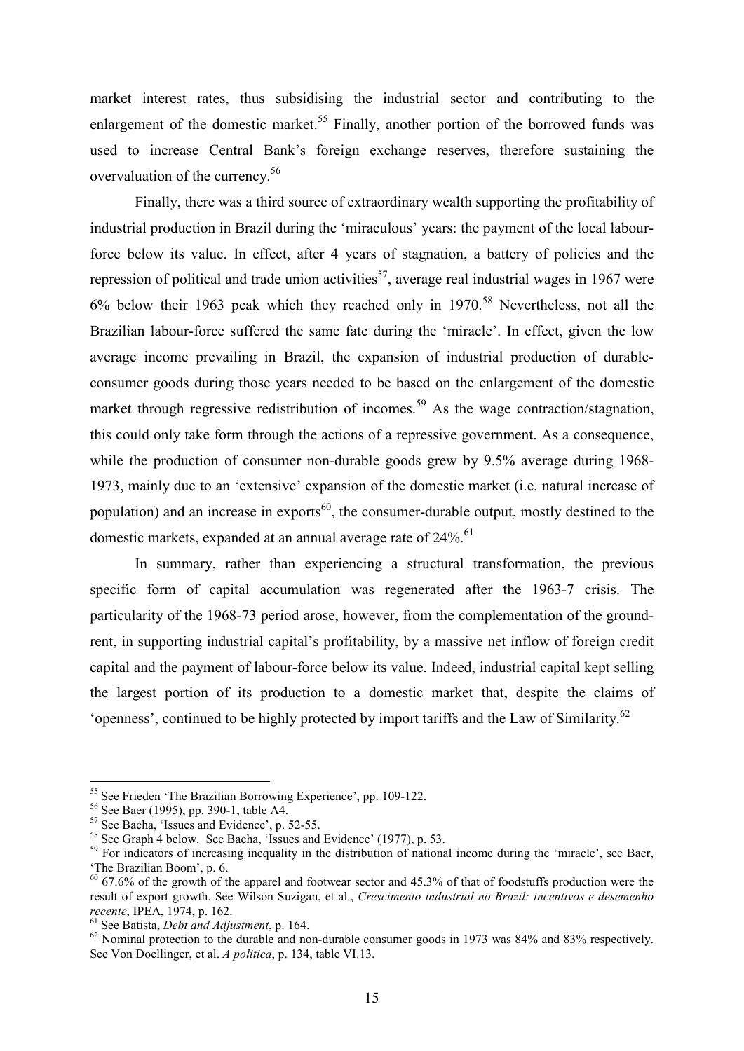market interest rates, thus subsidising the industrial sector and contributing to the enlargement of the domestic market.[55] Finally, another portion of the borrowed funds was used to increase Central Bank's foreign exchange reserves, therefore sustaining the overvaluation of the currency.[56]

Finally, there was a third source of extraordinary wealth supporting the profitability of industrial production in Brazil during the 'miraculous' years: the payment of the local labour-force below its value. In effect, after 4 years of stagnation, a battery of policies and the repression of political and trade union activities[57], average real industrial wages in 1967 were 6% below their 1963 peak which they reached only in 1970.[58] Nevertheless, not all the Brazilian labour-force suffered the same fate during the 'miracle'. In effect, given the low average income prevailing in Brazil, the expansion of industrial production of durable-consumer goods during those years needed to be based on the enlargement of the domestic market through regressive redistribution of incomes.[59] As the wage contraction/stagnation, this could only take form through the actions of a repressive government. As a consequence, while the production of consumer non-durable goods grew by 9.5% average during 1968-1973, mainly due to an 'extensive' expansion of the domestic market (i.e. natural increase of population) and an increase in exports[60], the consumer-durable output, mostly destined to the domestic markets, expanded at an annual average rate of 24%.[61]

In summary, rather than experiencing a structural transformation, the previous specific form of capital accumulation was regenerated after the 1963-7 crisis. The particularity of the 1968-73 period arose, however, from the complementation of the ground-rent, in supporting industrial capital's profitability, by a massive net inflow of foreign credit capital and the payment of labour-force below its value. Indeed, industrial capital kept selling the largest portion of its production to a domestic market that, despite the claims of 'openness', continued to be highly protected by import tariffs and the Law of Similarity.[62]

---

[55] See Frieden 'The Brazilian Borrowing Experience', pp. 109-122.

[56] See Baer (1995), pp. 390-1, table A4.

[57] See Bacha, 'Issues and Evidence', p. 52-55.

[58] See Graph 4 below. See Bacha, 'Issues and Evidence' (1977), p. 53.

[59] For indicators of increasing inequality in the distribution of national income during the 'miracle', see Baer, 'The Brazilian Boom', p. 6.

[60] 67.6% of the growth of the apparel and footwear sector and 45.3% of that of foodstuffs production were the result of export growth. See Wilson Suzigan, et al., *Crescimento industrial no Brazil: incentivos e desemenho recente*, IPEA, 1974, p. 162.

[61] See Batista, *Debt and Adjustment*, p. 164.

[62] Nominal protection to the durable and non-durable consumer goods in 1973 was 84% and 83% respectively. See Von Doellinger, et al. *A politica*, p. 134, table VI.13.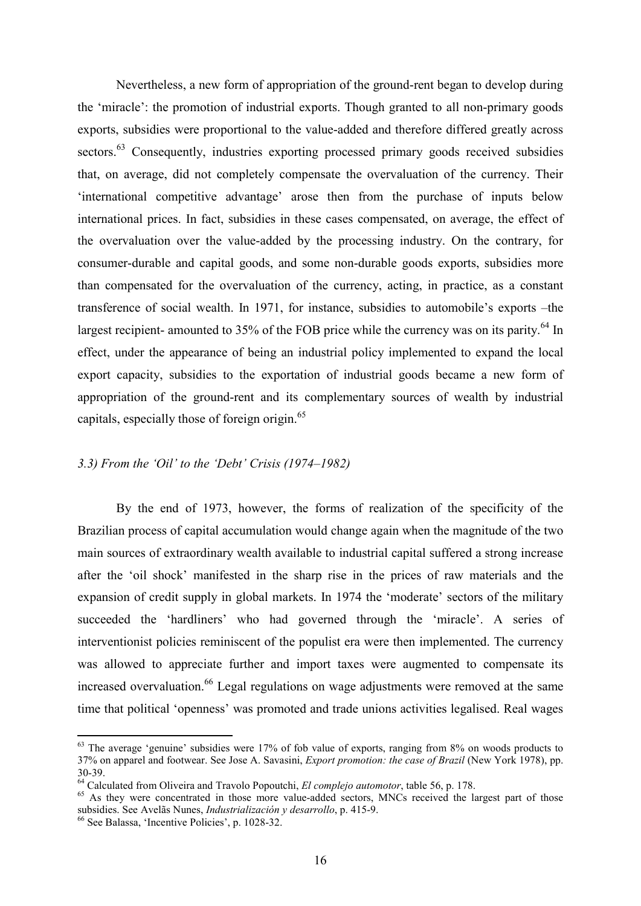Nevertheless, a new form of appropriation of the ground-rent began to develop during the 'miracle': the promotion of industrial exports. Though granted to all non-primary goods exports, subsidies were proportional to the value-added and therefore differed greatly across sectors.[63] Consequently, industries exporting processed primary goods received subsidies that, on average, did not completely compensate the overvaluation of the currency. Their 'international competitive advantage' arose then from the purchase of inputs below international prices. In fact, subsidies in these cases compensated, on average, the effect of the overvaluation over the value-added by the processing industry. On the contrary, for consumer-durable and capital goods, and some non-durable goods exports, subsidies more than compensated for the overvaluation of the currency, acting, in practice, as a constant transference of social wealth. In 1971, for instance, subsidies to automobile's exports –the largest recipient- amounted to 35% of the FOB price while the currency was on its parity.[64] In effect, under the appearance of being an industrial policy implemented to expand the local export capacity, subsidies to the exportation of industrial goods became a new form of appropriation of the ground-rent and its complementary sources of wealth by industrial capitals, especially those of foreign origin.[65]

### *3.3) From the 'Oil' to the 'Debt' Crisis (1974–1982)*

By the end of 1973, however, the forms of realization of the specificity of the Brazilian process of capital accumulation would change again when the magnitude of the two main sources of extraordinary wealth available to industrial capital suffered a strong increase after the 'oil shock' manifested in the sharp rise in the prices of raw materials and the expansion of credit supply in global markets. In 1974 the 'moderate' sectors of the military succeeded the 'hardliners' who had governed through the 'miracle'. A series of interventionist policies reminiscent of the populist era were then implemented. The currency was allowed to appreciate further and import taxes were augmented to compensate its increased overvaluation.[66] Legal regulations on wage adjustments were removed at the same time that political 'openness' was promoted and trade unions activities legalised. Real wages

---

[63] The average 'genuine' subsidies were 17% of fob value of exports, ranging from 8% on woods products to 37% on apparel and footwear. See Jose A. Savasini, *Export promotion: the case of Brazil* (New York 1978), pp. 30-39.

[64] Calculated from Oliveira and Travolo Popoutchi, *El complejo automotor*, table 56, p. 178.

[65] As they were concentrated in those more value-added sectors, MNCs received the largest part of those subsidies. See Avelãs Nunes, *Industrialización y desarrollo*, p. 415-9.

[66] See Balassa, 'Incentive Policies', p. 1028-32.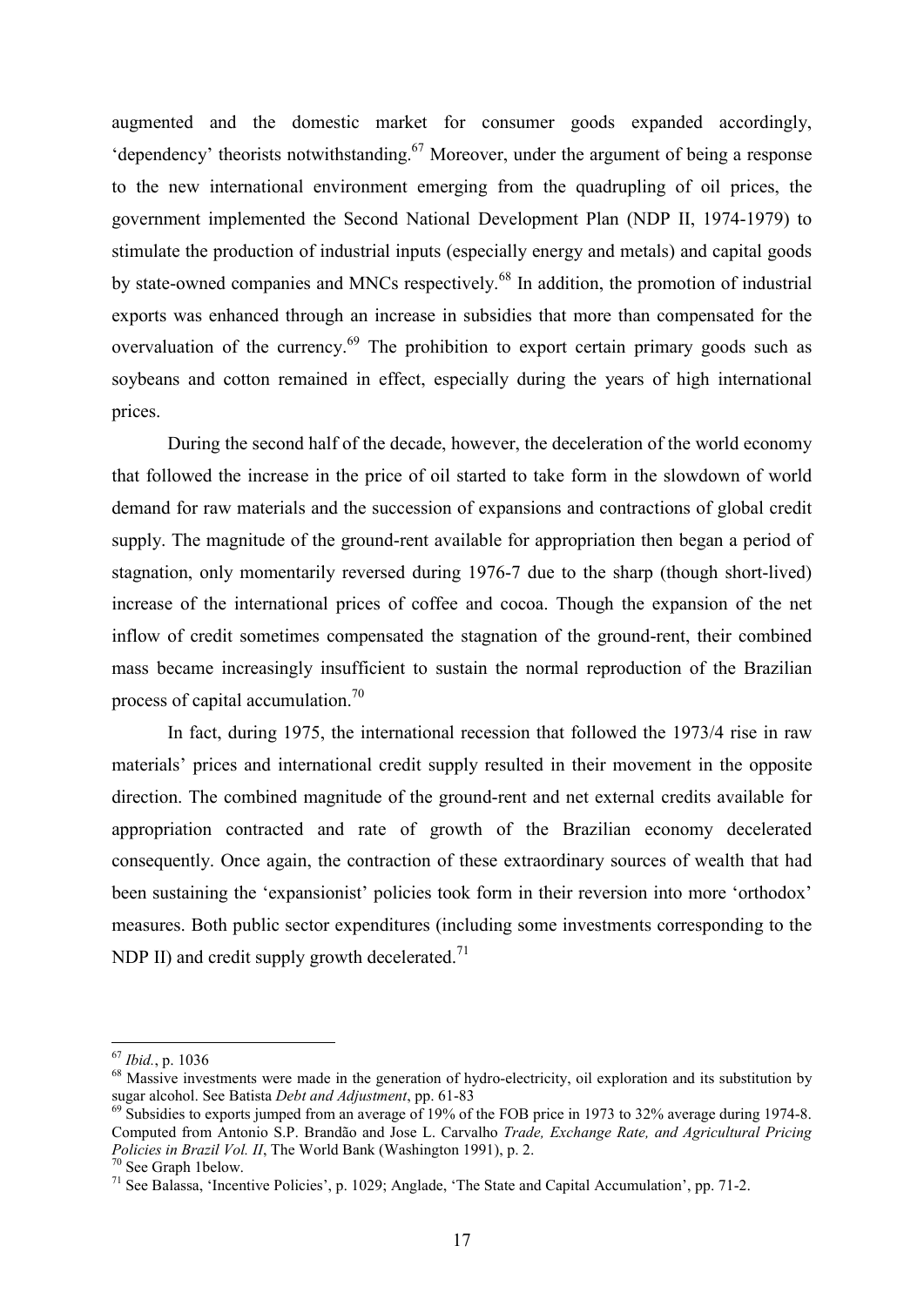augmented and the domestic market for consumer goods expanded accordingly, 'dependency' theorists notwithstanding.[67] Moreover, under the argument of being a response to the new international environment emerging from the quadrupling of oil prices, the government implemented the Second National Development Plan (NDP II, 1974-1979) to stimulate the production of industrial inputs (especially energy and metals) and capital goods by state-owned companies and MNCs respectively.[68] In addition, the promotion of industrial exports was enhanced through an increase in subsidies that more than compensated for the overvaluation of the currency.[69] The prohibition to export certain primary goods such as soybeans and cotton remained in effect, especially during the years of high international prices.

During the second half of the decade, however, the deceleration of the world economy that followed the increase in the price of oil started to take form in the slowdown of world demand for raw materials and the succession of expansions and contractions of global credit supply. The magnitude of the ground-rent available for appropriation then began a period of stagnation, only momentarily reversed during 1976-7 due to the sharp (though short-lived) increase of the international prices of coffee and cocoa. Though the expansion of the net inflow of credit sometimes compensated the stagnation of the ground-rent, their combined mass became increasingly insufficient to sustain the normal reproduction of the Brazilian process of capital accumulation.[70]

In fact, during 1975, the international recession that followed the 1973/4 rise in raw materials' prices and international credit supply resulted in their movement in the opposite direction. The combined magnitude of the ground-rent and net external credits available for appropriation contracted and rate of growth of the Brazilian economy decelerated consequently. Once again, the contraction of these extraordinary sources of wealth that had been sustaining the 'expansionist' policies took form in their reversion into more 'orthodox' measures. Both public sector expenditures (including some investments corresponding to the NDP II) and credit supply growth decelerated.[71]

---

[67] *Ibid.*, p. 1036

[68] Massive investments were made in the generation of hydro-electricity, oil exploration and its substitution by sugar alcohol. See Batista *Debt and Adjustment*, pp. 61-83

[69] Subsidies to exports jumped from an average of 19% of the FOB price in 1973 to 32% average during 1974-8. Computed from Antonio S.P. Brandão and Jose L. Carvalho *Trade, Exchange Rate, and Agricultural Pricing Policies in Brazil Vol. II*, The World Bank (Washington 1991), p. 2.

[70] See Graph 1below.

[71] See Balassa, 'Incentive Policies', p. 1029; Anglade, 'The State and Capital Accumulation', pp. 71-2.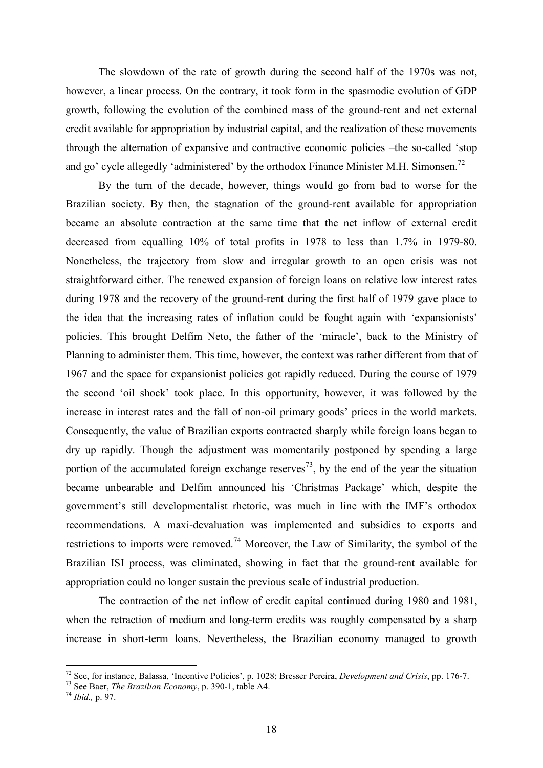The slowdown of the rate of growth during the second half of the 1970s was not, however, a linear process. On the contrary, it took form in the spasmodic evolution of GDP growth, following the evolution of the combined mass of the ground-rent and net external credit available for appropriation by industrial capital, and the realization of these movements through the alternation of expansive and contractive economic policies –the so-called 'stop and go' cycle allegedly 'administered' by the orthodox Finance Minister M.H. Simonsen.[72]

By the turn of the decade, however, things would go from bad to worse for the Brazilian society. By then, the stagnation of the ground-rent available for appropriation became an absolute contraction at the same time that the net inflow of external credit decreased from equalling 10% of total profits in 1978 to less than 1.7% in 1979-80. Nonetheless, the trajectory from slow and irregular growth to an open crisis was not straightforward either. The renewed expansion of foreign loans on relative low interest rates during 1978 and the recovery of the ground-rent during the first half of 1979 gave place to the idea that the increasing rates of inflation could be fought again with 'expansionists' policies. This brought Delfim Neto, the father of the 'miracle', back to the Ministry of Planning to administer them. This time, however, the context was rather different from that of 1967 and the space for expansionist policies got rapidly reduced. During the course of 1979 the second 'oil shock' took place. In this opportunity, however, it was followed by the increase in interest rates and the fall of non-oil primary goods' prices in the world markets. Consequently, the value of Brazilian exports contracted sharply while foreign loans began to dry up rapidly. Though the adjustment was momentarily postponed by spending a large portion of the accumulated foreign exchange reserves[73], by the end of the year the situation became unbearable and Delfim announced his 'Christmas Package' which, despite the government's still developmentalist rhetoric, was much in line with the IMF's orthodox recommendations. A maxi-devaluation was implemented and subsidies to exports and restrictions to imports were removed.[74] Moreover, the Law of Similarity, the symbol of the Brazilian ISI process, was eliminated, showing in fact that the ground-rent available for appropriation could no longer sustain the previous scale of industrial production.

The contraction of the net inflow of credit capital continued during 1980 and 1981, when the retraction of medium and long-term credits was roughly compensated by a sharp increase in short-term loans. Nevertheless, the Brazilian economy managed to growth

---

[72] See, for instance, Balassa, 'Incentive Policies', p. 1028; Bresser Pereira, *Development and Crisis*, pp. 176-7.

[73] See Baer, *The Brazilian Economy*, p. 390-1, table A4.

[74] *Ibid.,* p. 97.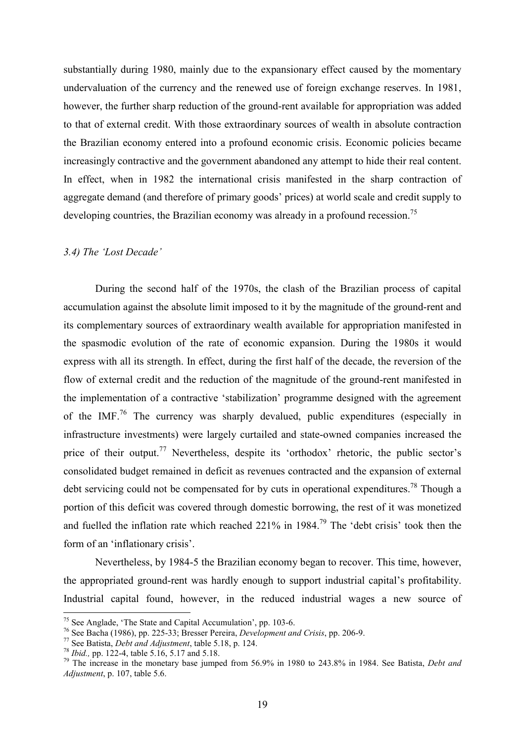substantially during 1980, mainly due to the expansionary effect caused by the momentary undervaluation of the currency and the renewed use of foreign exchange reserves. In 1981, however, the further sharp reduction of the ground-rent available for appropriation was added to that of external credit. With those extraordinary sources of wealth in absolute contraction the Brazilian economy entered into a profound economic crisis. Economic policies became increasingly contractive and the government abandoned any attempt to hide their real content. In effect, when in 1982 the international crisis manifested in the sharp contraction of aggregate demand (and therefore of primary goods' prices) at world scale and credit supply to developing countries, the Brazilian economy was already in a profound recession.[75]

### *3.4) The 'Lost Decade'*

During the second half of the 1970s, the clash of the Brazilian process of capital accumulation against the absolute limit imposed to it by the magnitude of the ground-rent and its complementary sources of extraordinary wealth available for appropriation manifested in the spasmodic evolution of the rate of economic expansion. During the 1980s it would express with all its strength. In effect, during the first half of the decade, the reversion of the flow of external credit and the reduction of the magnitude of the ground-rent manifested in the implementation of a contractive 'stabilization' programme designed with the agreement of the IMF.[76] The currency was sharply devalued, public expenditures (especially in infrastructure investments) were largely curtailed and state-owned companies increased the price of their output.[77] Nevertheless, despite its 'orthodox' rhetoric, the public sector's consolidated budget remained in deficit as revenues contracted and the expansion of external debt servicing could not be compensated for by cuts in operational expenditures.[78] Though a portion of this deficit was covered through domestic borrowing, the rest of it was monetized and fuelled the inflation rate which reached 221% in 1984.[79] The 'debt crisis' took then the form of an 'inflationary crisis'.

Nevertheless, by 1984-5 the Brazilian economy began to recover. This time, however, the appropriated ground-rent was hardly enough to support industrial capital's profitability. Industrial capital found, however, in the reduced industrial wages a new source of

---

[75] See Anglade, 'The State and Capital Accumulation', pp. 103-6.

[76] See Bacha (1986), pp. 225-33; Bresser Pereira, *Development and Crisis*, pp. 206-9.

[77] See Batista, *Debt and Adjustment*, table 5.18, p. 124.

[78] *Ibid.,* pp. 122-4, table 5.16, 5.17 and 5.18.

[79] The increase in the monetary base jumped from 56.9% in 1980 to 243.8% in 1984. See Batista, *Debt and Adjustment*, p. 107, table 5.6.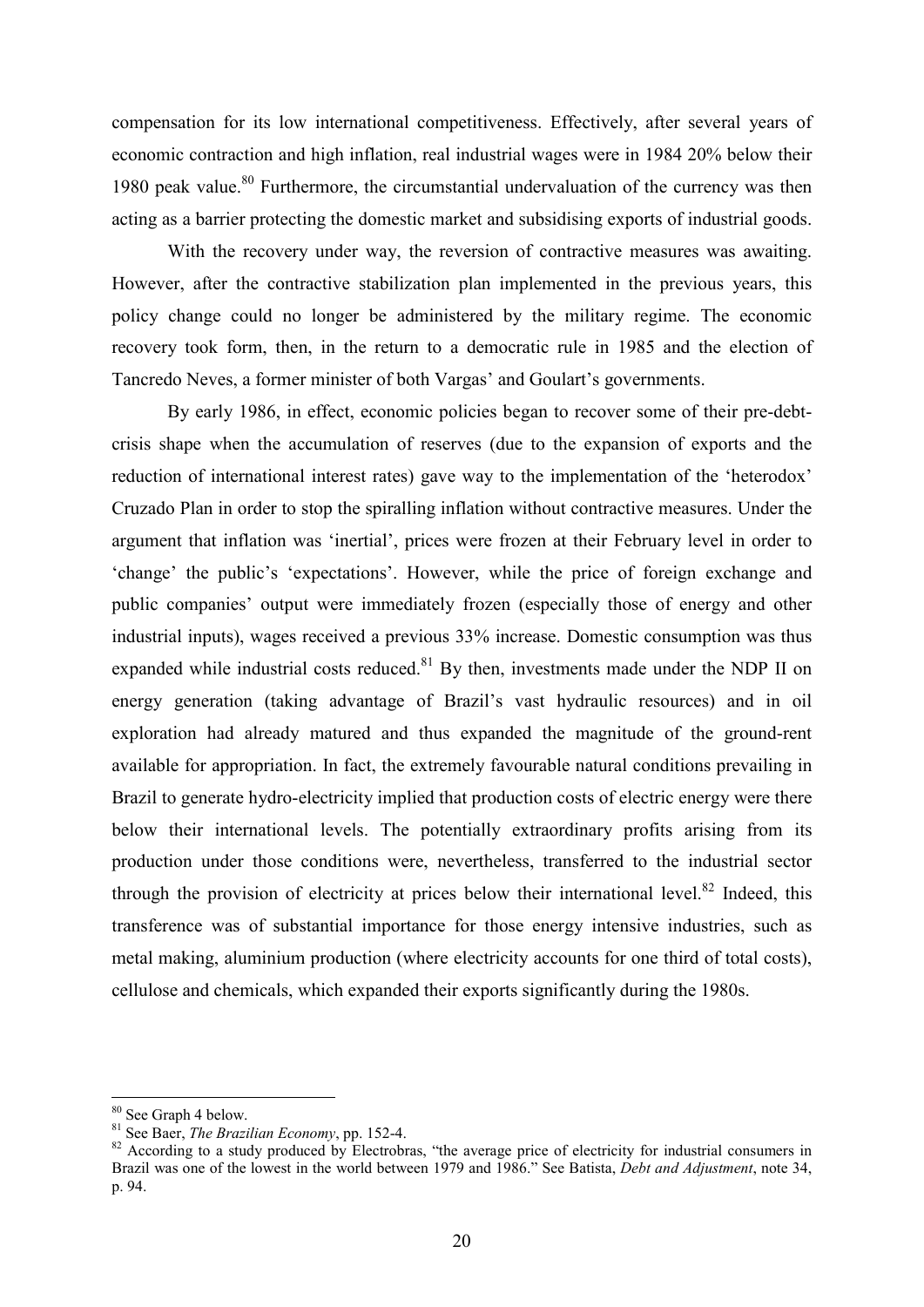compensation for its low international competitiveness. Effectively, after several years of economic contraction and high inflation, real industrial wages were in 1984 20% below their 1980 peak value.[80] Furthermore, the circumstantial undervaluation of the currency was then acting as a barrier protecting the domestic market and subsidising exports of industrial goods.

With the recovery under way, the reversion of contractive measures was awaiting. However, after the contractive stabilization plan implemented in the previous years, this policy change could no longer be administered by the military regime. The economic recovery took form, then, in the return to a democratic rule in 1985 and the election of Tancredo Neves, a former minister of both Vargas' and Goulart's governments.

By early 1986, in effect, economic policies began to recover some of their pre-debt-crisis shape when the accumulation of reserves (due to the expansion of exports and the reduction of international interest rates) gave way to the implementation of the 'heterodox' Cruzado Plan in order to stop the spiralling inflation without contractive measures. Under the argument that inflation was 'inertial', prices were frozen at their February level in order to 'change' the public's 'expectations'. However, while the price of foreign exchange and public companies' output were immediately frozen (especially those of energy and other industrial inputs), wages received a previous 33% increase. Domestic consumption was thus expanded while industrial costs reduced.[81] By then, investments made under the NDP II on energy generation (taking advantage of Brazil's vast hydraulic resources) and in oil exploration had already matured and thus expanded the magnitude of the ground-rent available for appropriation. In fact, the extremely favourable natural conditions prevailing in Brazil to generate hydro-electricity implied that production costs of electric energy were there below their international levels. The potentially extraordinary profits arising from its production under those conditions were, nevertheless, transferred to the industrial sector through the provision of electricity at prices below their international level.[82] Indeed, this transference was of substantial importance for those energy intensive industries, such as metal making, aluminium production (where electricity accounts for one third of total costs), cellulose and chemicals, which expanded their exports significantly during the 1980s.

---

[80] See Graph 4 below.

[81] See Baer, *The Brazilian Economy*, pp. 152-4.

[82] According to a study produced by Electrobras, "the average price of electricity for industrial consumers in Brazil was one of the lowest in the world between 1979 and 1986." See Batista, *Debt and Adjustment*, note 34, p. 94.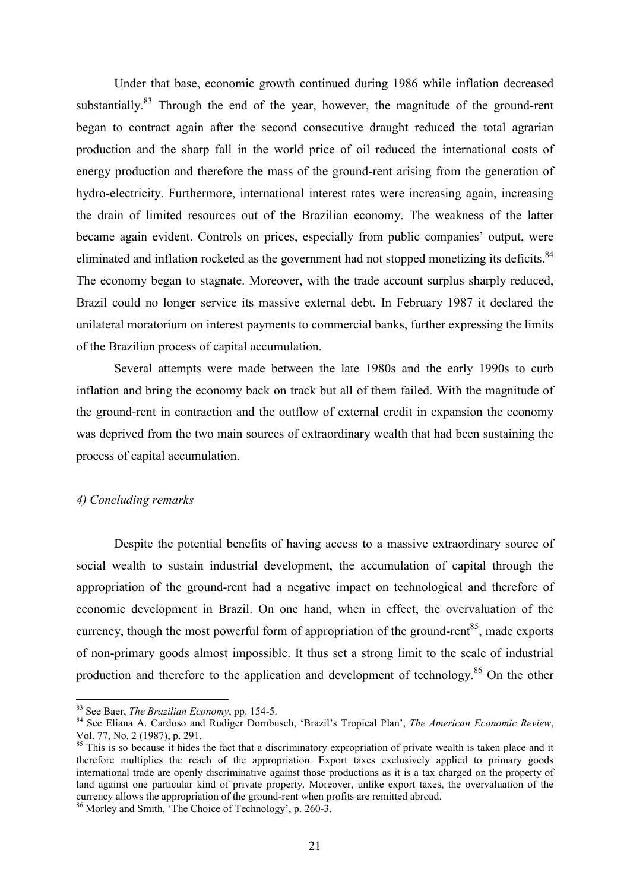Under that base, economic growth continued during 1986 while inflation decreased substantially.[83] Through the end of the year, however, the magnitude of the ground-rent began to contract again after the second consecutive draught reduced the total agrarian production and the sharp fall in the world price of oil reduced the international costs of energy production and therefore the mass of the ground-rent arising from the generation of hydro-electricity. Furthermore, international interest rates were increasing again, increasing the drain of limited resources out of the Brazilian economy. The weakness of the latter became again evident. Controls on prices, especially from public companies' output, were eliminated and inflation rocketed as the government had not stopped monetizing its deficits.[84] The economy began to stagnate. Moreover, with the trade account surplus sharply reduced, Brazil could no longer service its massive external debt. In February 1987 it declared the unilateral moratorium on interest payments to commercial banks, further expressing the limits of the Brazilian process of capital accumulation.

Several attempts were made between the late 1980s and the early 1990s to curb inflation and bring the economy back on track but all of them failed. With the magnitude of the ground-rent in contraction and the outflow of external credit in expansion the economy was deprived from the two main sources of extraordinary wealth that had been sustaining the process of capital accumulation.

### *4) Concluding remarks*

Despite the potential benefits of having access to a massive extraordinary source of social wealth to sustain industrial development, the accumulation of capital through the appropriation of the ground-rent had a negative impact on technological and therefore of economic development in Brazil. On one hand, when in effect, the overvaluation of the currency, though the most powerful form of appropriation of the ground-rent[85], made exports of non-primary goods almost impossible. It thus set a strong limit to the scale of industrial production and therefore to the application and development of technology.[86] On the other

---

[83] See Baer, *The Brazilian Economy*, pp. 154-5.

[84] See Eliana A. Cardoso and Rudiger Dornbusch, 'Brazil's Tropical Plan', *The American Economic Review*, Vol. 77, No. 2 (1987), p. 291.

[85] This is so because it hides the fact that a discriminatory expropriation of private wealth is taken place and it therefore multiplies the reach of the appropriation. Export taxes exclusively applied to primary goods international trade are openly discriminative against those productions as it is a tax charged on the property of land against one particular kind of private property. Moreover, unlike export taxes, the overvaluation of the currency allows the appropriation of the ground-rent when profits are remitted abroad.

[86] Morley and Smith, 'The Choice of Technology', p. 260-3.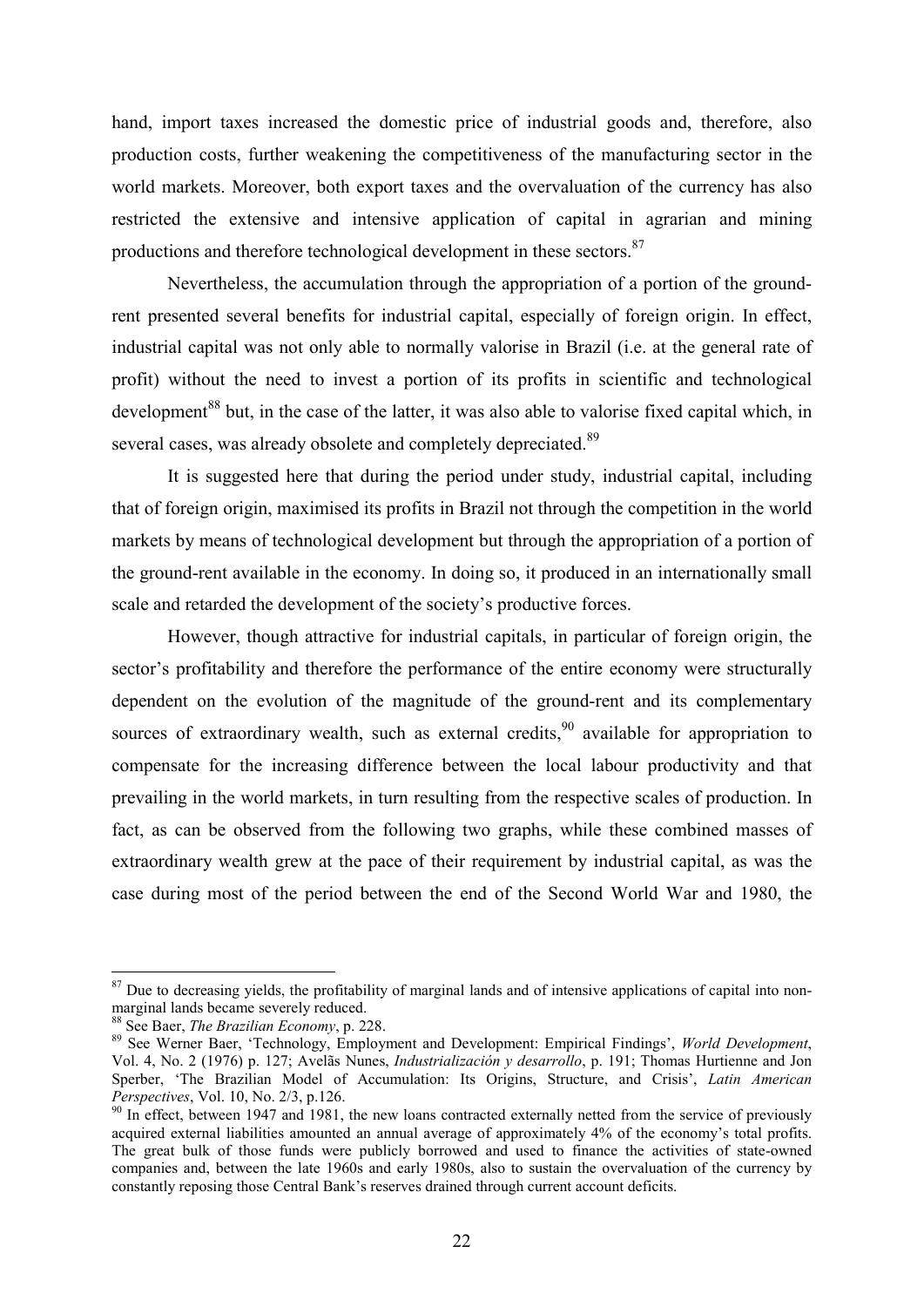hand, import taxes increased the domestic price of industrial goods and, therefore, also production costs, further weakening the competitiveness of the manufacturing sector in the world markets. Moreover, both export taxes and the overvaluation of the currency has also restricted the extensive and intensive application of capital in agrarian and mining productions and therefore technological development in these sectors.[87]

Nevertheless, the accumulation through the appropriation of a portion of the ground-rent presented several benefits for industrial capital, especially of foreign origin. In effect, industrial capital was not only able to normally valorise in Brazil (i.e. at the general rate of profit) without the need to invest a portion of its profits in scientific and technological development[88] but, in the case of the latter, it was also able to valorise fixed capital which, in several cases, was already obsolete and completely depreciated.[89]

It is suggested here that during the period under study, industrial capital, including that of foreign origin, maximised its profits in Brazil not through the competition in the world markets by means of technological development but through the appropriation of a portion of the ground-rent available in the economy. In doing so, it produced in an internationally small scale and retarded the development of the society's productive forces.

However, though attractive for industrial capitals, in particular of foreign origin, the sector's profitability and therefore the performance of the entire economy were structurally dependent on the evolution of the magnitude of the ground-rent and its complementary sources of extraordinary wealth, such as external credits,[90] available for appropriation to compensate for the increasing difference between the local labour productivity and that prevailing in the world markets, in turn resulting from the respective scales of production. In fact, as can be observed from the following two graphs, while these combined masses of extraordinary wealth grew at the pace of their requirement by industrial capital, as was the case during most of the period between the end of the Second World War and 1980, the

---

[87] Due to decreasing yields, the profitability of marginal lands and of intensive applications of capital into non-marginal lands became severely reduced.

[88] See Baer, *The Brazilian Economy*, p. 228.

[89] See Werner Baer, 'Technology, Employment and Development: Empirical Findings', *World Development*, Vol. 4, No. 2 (1976) p. 127; Avelãs Nunes, *Industrialización y desarrollo*, p. 191; Thomas Hurtienne and Jon Sperber, 'The Brazilian Model of Accumulation: Its Origins, Structure, and Crisis', *Latin American Perspectives*, Vol. 10, No. 2/3, p.126.

[90] In effect, between 1947 and 1981, the new loans contracted externally netted from the service of previously acquired external liabilities amounted an annual average of approximately 4% of the economy's total profits. The great bulk of those funds were publicly borrowed and used to finance the activities of state-owned companies and, between the late 1960s and early 1980s, also to sustain the overvaluation of the currency by constantly reposing those Central Bank's reserves drained through current account deficits.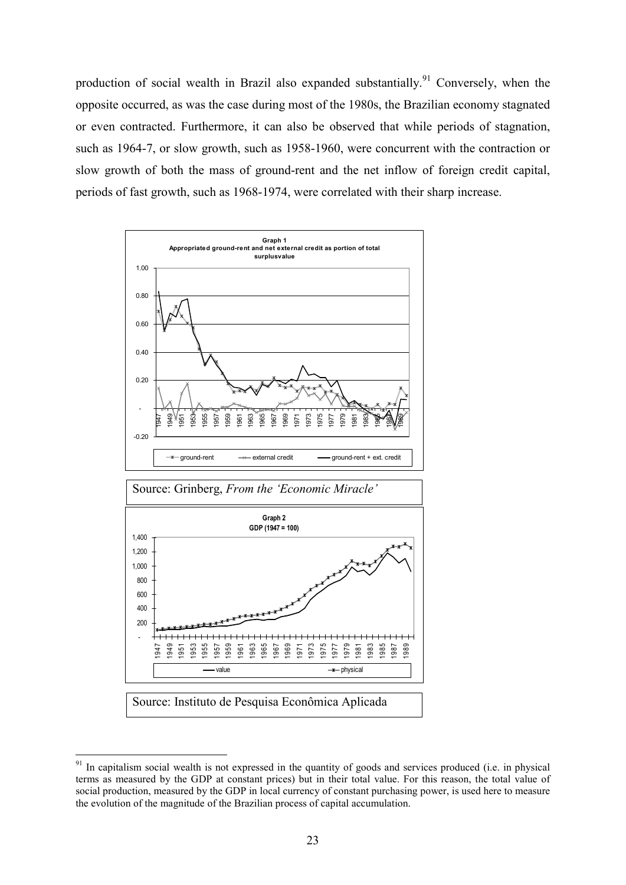production of social wealth in Brazil also expanded substantially.[91] Conversely, when the opposite occurred, as was the case during most of the 1980s, the Brazilian economy stagnated or even contracted. Furthermore, it can also be observed that while periods of stagnation, such as 1964-7, or slow growth, such as 1958-1960, were concurrent with the contraction or slow growth of both the mass of ground-rent and the net inflow of foreign credit capital, periods of fast growth, such as 1968-1974, were correlated with their sharp increase.

**Graph 1**
**Appropriated ground-rent and net external credit as portion of total surplusvalue**

Source: Grinberg, *From the 'Economic Miracle'*

**Graph 2**
**GDP (1947 = 100)**

Source: Instituto de Pesquisa Econômica Aplicada

[91] In capitalism social wealth is not expressed in the quantity of goods and services produced (i.e. in physical terms as measured by the GDP at constant prices) but in their total value. For this reason, the total value of social production, measured by the GDP in local currency of constant purchasing power, is used here to measure the evolution of the magnitude of the Brazilian process of capital accumulation.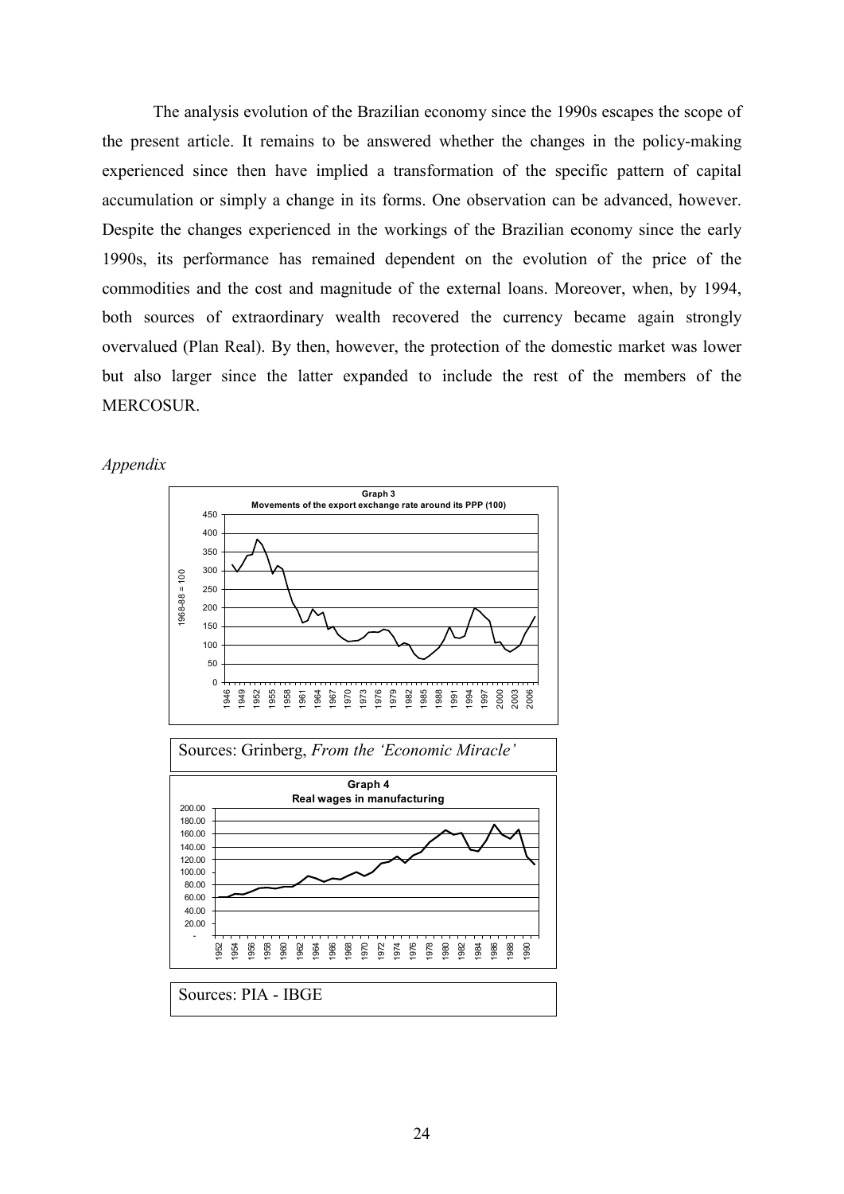The analysis evolution of the Brazilian economy since the 1990s escapes the scope of the present article. It remains to be answered whether the changes in the policy-making experienced since then have implied a transformation of the specific pattern of capital accumulation or simply a change in its forms. One observation can be advanced, however. Despite the changes experienced in the workings of the Brazilian economy since the early 1990s, its performance has remained dependent on the evolution of the price of the commodities and the cost and magnitude of the external loans. Moreover, when, by 1994, both sources of extraordinary wealth recovered the currency became again strongly overvalued (Plan Real). By then, however, the protection of the domestic market was lower but also larger since the latter expanded to include the rest of the members of the MERCOSUR.

*Appendix*

**Graph 3**
**Movements of the export exchange rate around its PPP (100)**

1968-88 = 100

0, 50, 100, 150, 200, 250, 300, 350, 400, 450

1946, 1949, 1952, 1955, 1958, 1961, 1964, 1967, 1970, 1973, 1976, 1979, 1982, 1985, 1988, 1991, 1994, 1997, 2000, 2003, 2006

Sources: Grinberg, *From the 'Economic Miracle'*

**Graph 4**
**Real wages in manufacturing**

-, 20.00, 40.00, 60.00, 80.00, 100.00, 120.00, 140.00, 160.00, 180.00, 200.00

1952, 1954, 1956, 1958, 1960, 1962, 1964, 1966, 1968, 1970, 1972, 1974, 1976, 1978, 1980, 1982, 1984, 1986, 1988, 1990

Sources: PIA - IBGE